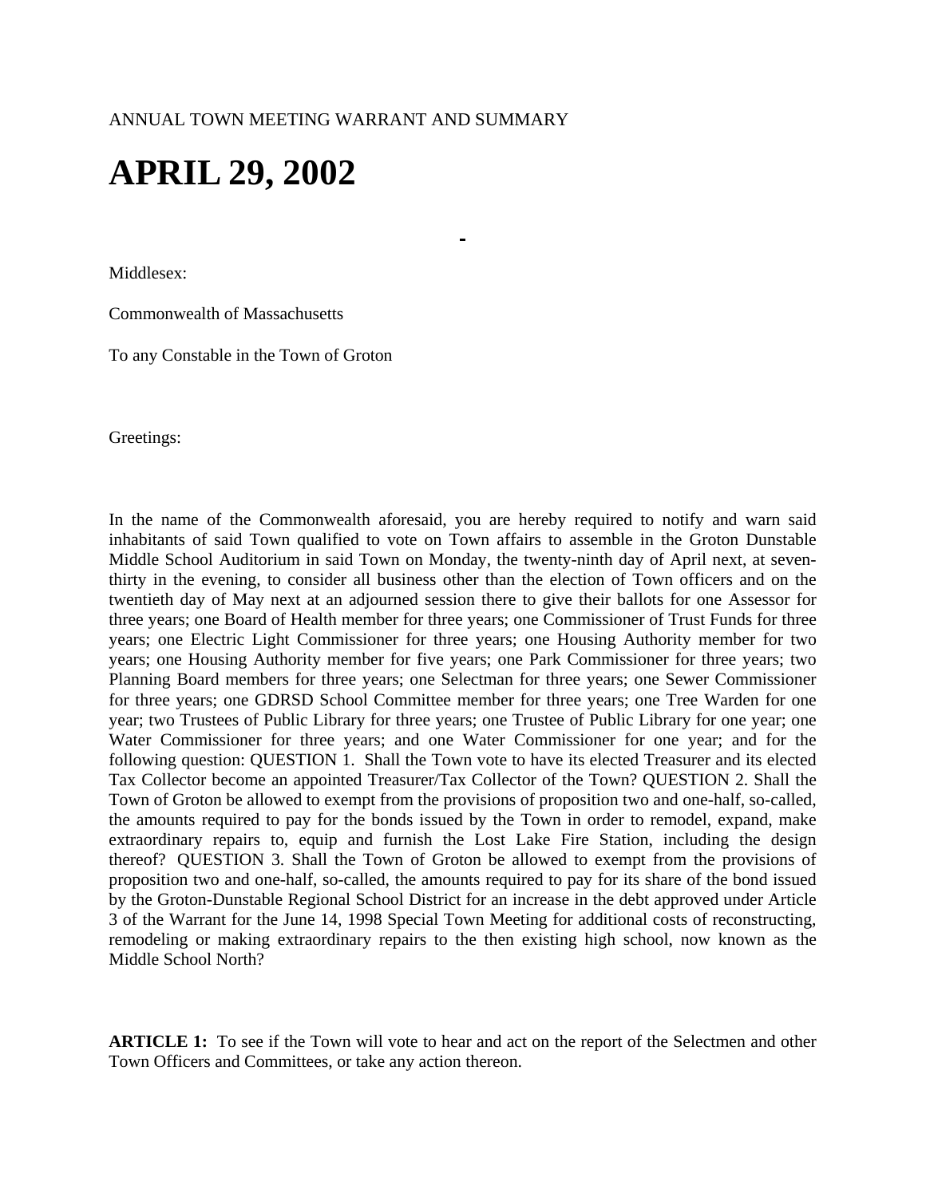ANNUAL TOWN MEETING WARRANT AND SUMMARY

# APRIL 29, 2002

Middlesex:

Commonwealth of Massachusetts

To any Constable in the Town of Groton

Greetings:

In the name of the Commonwealth aforesaid, you are hereby required to notify and warn said inhabitants of said Town qualified to vote on Town affairs to assemble in the Groton Dunstable Middle School Auditorium in said Town on Monday, the twenty-ninth day of April next, at seven-thirty in the evening, to consider all business other than the election of Town officers and on the twentieth day of May next at an adjourned session there to give their ballots for one Assessor for three years; one Board of Health member for three years; one Commissioner of Trust Funds for three years; one Electric Light Commissioner for three years; one Housing Authority member for two years; one Housing Authority member for five years; one Park Commissioner for three years; two Planning Board members for three years; one Selectman for three years; one Sewer Commissioner for three years; one GDRSD School Committee member for three years; one Tree Warden for one year; two Trustees of Public Library for three years; one Trustee of Public Library for one year; one Water Commissioner for three years; and one Water Commissioner for one year; and for the following question: QUESTION 1. Shall the Town vote to have its elected Treasurer and its elected Tax Collector become an appointed Treasurer/Tax Collector of the Town? QUESTION 2. Shall the Town of Groton be allowed to exempt from the provisions of proposition two and one-half, so-called, the amounts required to pay for the bonds issued by the Town in order to remodel, expand, make extraordinary repairs to, equip and furnish the Lost Lake Fire Station, including the design thereof? QUESTION 3. Shall the Town of Groton be allowed to exempt from the provisions of proposition two and one-half, so-called, the amounts required to pay for its share of the bond issued by the Groton-Dunstable Regional School District for an increase in the debt approved under Article 3 of the Warrant for the June 14, 1998 Special Town Meeting for additional costs of reconstructing, remodeling or making extraordinary repairs to the then existing high school, now known as the Middle School North?

**ARTICLE 1:** To see if the Town will vote to hear and act on the report of the Selectmen and other Town Officers and Committees, or take any action thereon.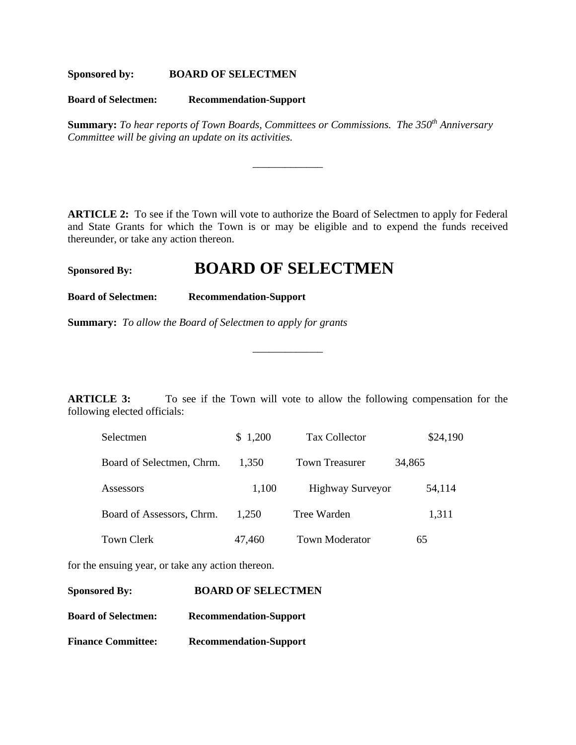**Sponsored by:** **BOARD OF SELECTMEN**

**Board of Selectmen:** **Recommendation-Support**

**Summary:** *To hear reports of Town Boards, Committees or Commissions. The 350th Anniversary Committee will be giving an update on its activities.*

---

**ARTICLE 2:** To see if the Town will vote to authorize the Board of Selectmen to apply for Federal and State Grants for which the Town is or may be eligible and to expend the funds received thereunder, or take any action thereon.

**Sponsored By:** **BOARD OF SELECTMEN**

**Board of Selectmen:** **Recommendation-Support**

**Summary:** *To allow the Board of Selectmen to apply for grants*

---

**ARTICLE 3:** To see if the Town will vote to allow the following compensation for the following elected officials:

| | | | |
|---|---|---|---|
| Selectmen | $ 1,200 | Tax Collector | $24,190 |
| Board of Selectmen, Chrm. | 1,350 | Town Treasurer | 34,865 |
| Assessors | 1,100 | Highway Surveyor | 54,114 |
| Board of Assessors, Chrm. | 1,250 | Tree Warden | 1,311 |
| Town Clerk | 47,460 | Town Moderator | 65 |

for the ensuing year, or take any action thereon.

**Sponsored By:** **BOARD OF SELECTMEN**

**Board of Selectmen:** **Recommendation-Support**

**Finance Committee:** **Recommendation-Support**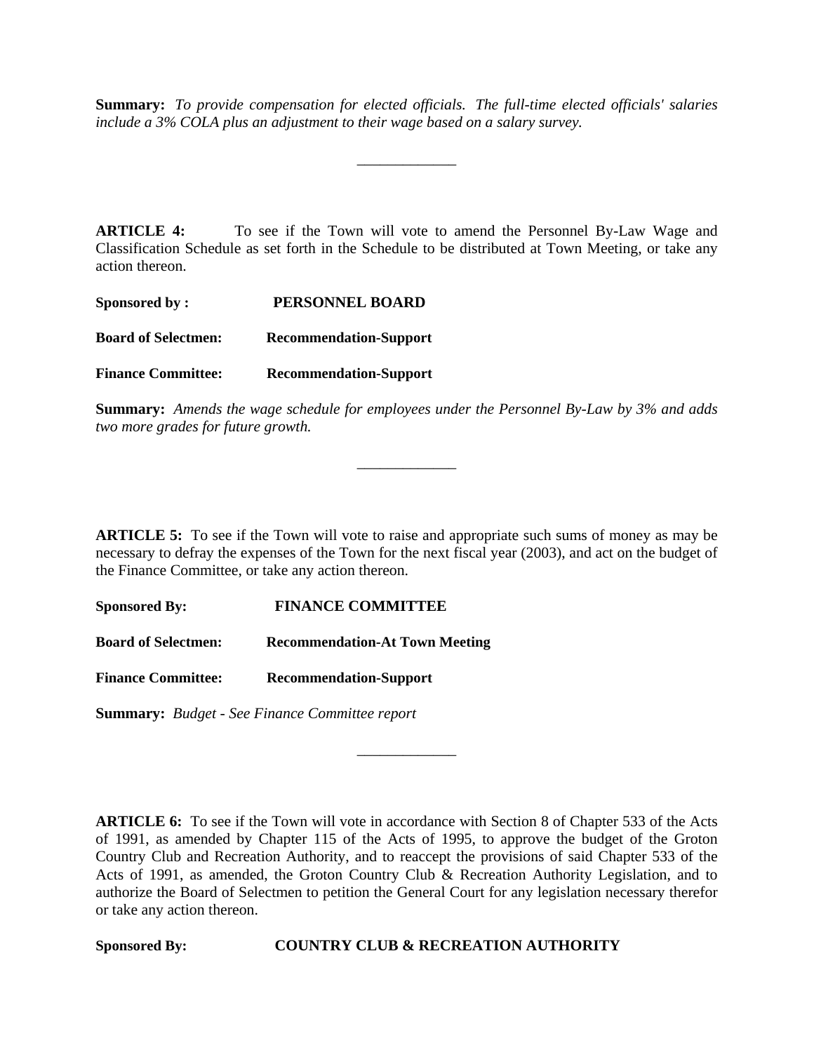**Summary:** *To provide compensation for elected officials. The full-time elected officials' salaries include a 3% COLA plus an adjustment to their wage based on a salary survey.*

_____________

**ARTICLE 4:** To see if the Town will vote to amend the Personnel By-Law Wage and Classification Schedule as set forth in the Schedule to be distributed at Town Meeting, or take any action thereon.

**Sponsored by :** **PERSONNEL BOARD**

**Board of Selectmen:** **Recommendation-Support**

**Finance Committee:** **Recommendation-Support**

**Summary:** *Amends the wage schedule for employees under the Personnel By-Law by 3% and adds two more grades for future growth.*

_____________

**ARTICLE 5:** To see if the Town will vote to raise and appropriate such sums of money as may be necessary to defray the expenses of the Town for the next fiscal year (2003), and act on the budget of the Finance Committee, or take any action thereon.

**Sponsored By:** **FINANCE COMMITTEE**

**Board of Selectmen:** **Recommendation-At Town Meeting**

**Finance Committee:** **Recommendation-Support**

**Summary:** *Budget - See Finance Committee report*

_____________

**ARTICLE 6:** To see if the Town will vote in accordance with Section 8 of Chapter 533 of the Acts of 1991, as amended by Chapter 115 of the Acts of 1995, to approve the budget of the Groton Country Club and Recreation Authority, and to reaccept the provisions of said Chapter 533 of the Acts of 1991, as amended, the Groton Country Club & Recreation Authority Legislation, and to authorize the Board of Selectmen to petition the General Court for any legislation necessary therefor or take any action thereon.

**Sponsored By:** **COUNTRY CLUB & RECREATION AUTHORITY**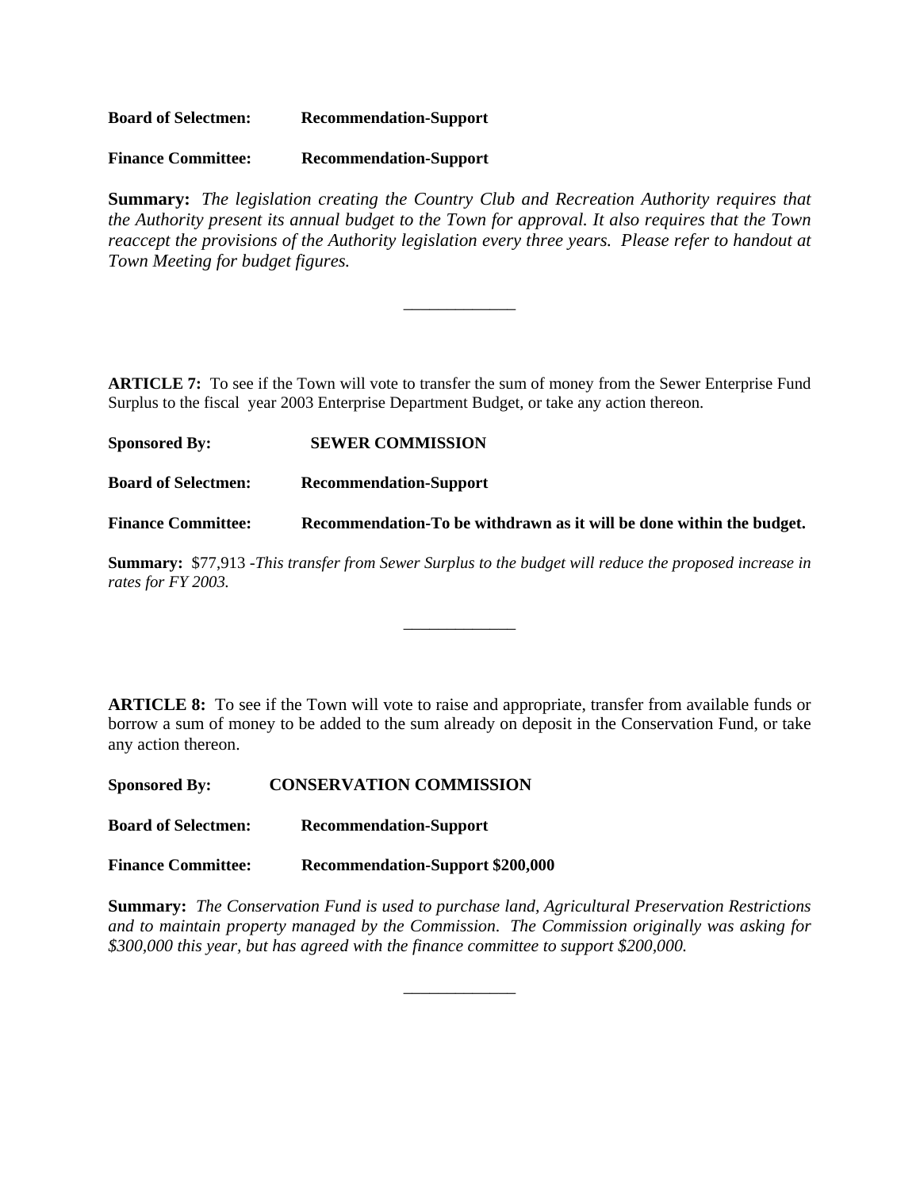**Board of Selectmen:** **Recommendation-Support**

**Finance Committee:** **Recommendation-Support**

**Summary:** *The legislation creating the Country Club and Recreation Authority requires that the Authority present its annual budget to the Town for approval. It also requires that the Town reaccept the provisions of the Authority legislation every three years. Please refer to handout at Town Meeting for budget figures.*

---

**ARTICLE 7:** To see if the Town will vote to transfer the sum of money from the Sewer Enterprise Fund Surplus to the fiscal year 2003 Enterprise Department Budget, or take any action thereon.

**Sponsored By:** **SEWER COMMISSION**

**Board of Selectmen:** **Recommendation-Support**

**Finance Committee:** **Recommendation-To be withdrawn as it will be done within the budget.**

**Summary:** $77,913 -*This transfer from Sewer Surplus to the budget will reduce the proposed increase in rates for FY 2003.*

---

**ARTICLE 8:** To see if the Town will vote to raise and appropriate, transfer from available funds or borrow a sum of money to be added to the sum already on deposit in the Conservation Fund, or take any action thereon.

**Sponsored By:** **CONSERVATION COMMISSION**

**Board of Selectmen:** **Recommendation-Support**

**Finance Committee:** **Recommendation-Support $200,000**

**Summary:** *The Conservation Fund is used to purchase land, Agricultural Preservation Restrictions and to maintain property managed by the Commission. The Commission originally was asking for $300,000 this year, but has agreed with the finance committee to support $200,000.*

---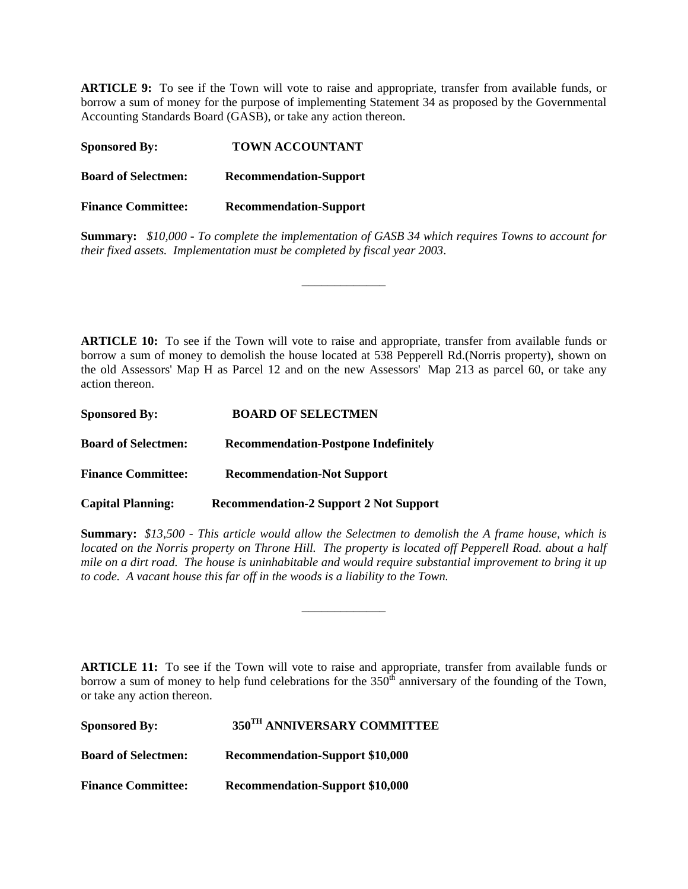**ARTICLE 9:** To see if the Town will vote to raise and appropriate, transfer from available funds, or borrow a sum of money for the purpose of implementing Statement 34 as proposed by the Governmental Accounting Standards Board (GASB), or take any action thereon.

**Sponsored By:** **TOWN ACCOUNTANT**

**Board of Selectmen:** **Recommendation-Support**

**Finance Committee:** **Recommendation-Support**

**Summary:** *$10,000 - To complete the implementation of GASB 34 which requires Towns to account for their fixed assets. Implementation must be completed by fiscal year 2003*.

_____________

**ARTICLE 10:** To see if the Town will vote to raise and appropriate, transfer from available funds or borrow a sum of money to demolish the house located at 538 Pepperell Rd.(Norris property), shown on the old Assessors' Map H as Parcel 12 and on the new Assessors' Map 213 as parcel 60, or take any action thereon.

**Sponsored By:** **BOARD OF SELECTMEN**

**Board of Selectmen:** **Recommendation-Postpone Indefinitely**

**Finance Committee:** **Recommendation-Not Support**

**Capital Planning:** **Recommendation-2 Support 2 Not Support**

**Summary:** *$13,500 - This article would allow the Selectmen to demolish the A frame house, which is located on the Norris property on Throne Hill. The property is located off Pepperell Road. about a half mile on a dirt road. The house is uninhabitable and would require substantial improvement to bring it up to code. A vacant house this far off in the woods is a liability to the Town.*

_____________

**ARTICLE 11:** To see if the Town will vote to raise and appropriate, transfer from available funds or borrow a sum of money to help fund celebrations for the 350th anniversary of the founding of the Town, or take any action thereon.

**Sponsored By:** **350TH ANNIVERSARY COMMITTEE**

**Board of Selectmen:** **Recommendation-Support $10,000**

**Finance Committee:** **Recommendation-Support $10,000**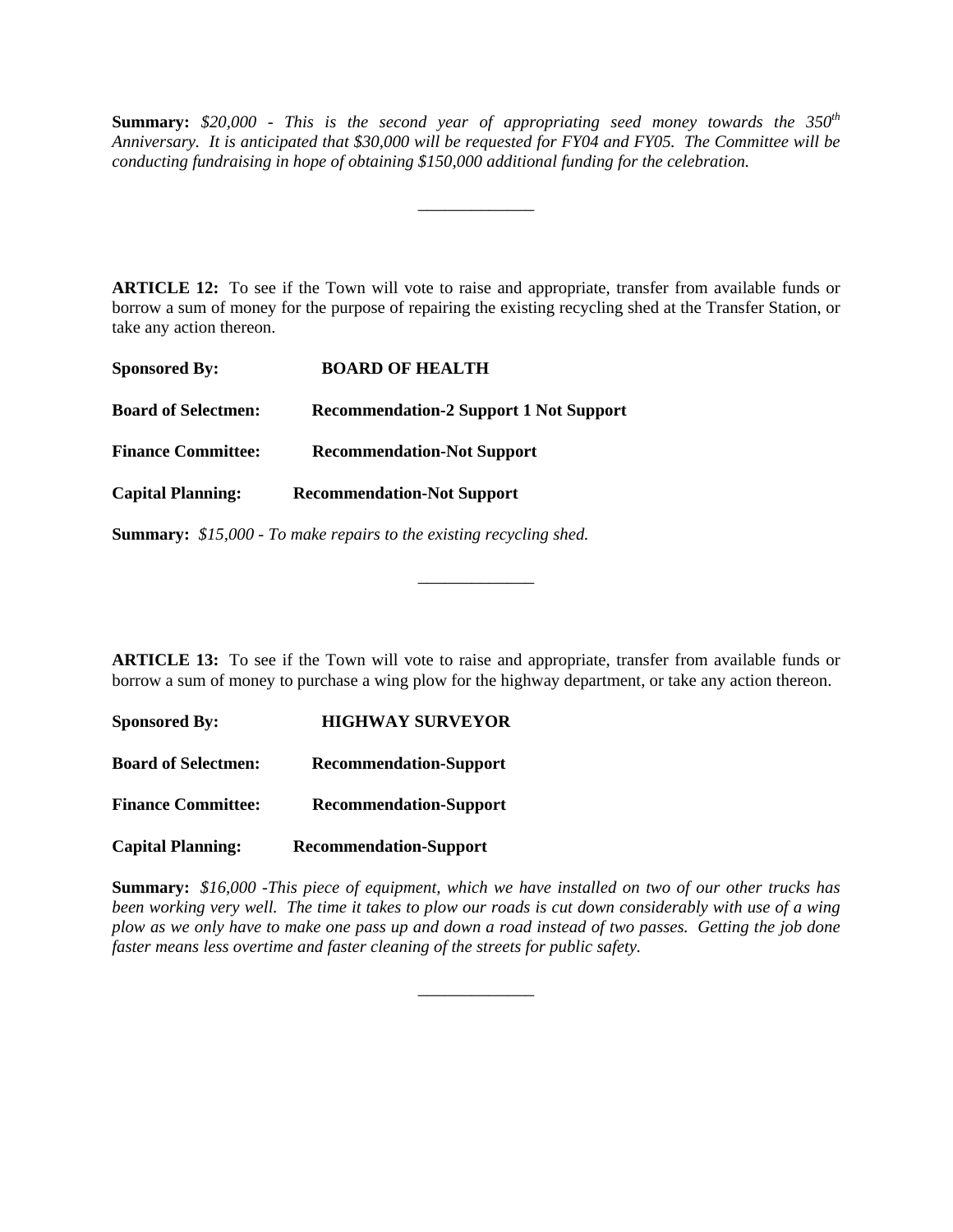**Summary:** *$20,000 - This is the second year of appropriating seed money towards the 350th Anniversary. It is anticipated that $30,000 will be requested for FY04 and FY05. The Committee will be conducting fundraising in hope of obtaining $150,000 additional funding for the celebration.*

---

**ARTICLE 12:** To see if the Town will vote to raise and appropriate, transfer from available funds or borrow a sum of money for the purpose of repairing the existing recycling shed at the Transfer Station, or take any action thereon.

**Sponsored By:** **BOARD OF HEALTH**

**Board of Selectmen:** **Recommendation-2 Support 1 Not Support**

**Finance Committee:** **Recommendation-Not Support**

**Capital Planning:** **Recommendation-Not Support**

**Summary:** *$15,000 - To make repairs to the existing recycling shed.*

---

**ARTICLE 13:** To see if the Town will vote to raise and appropriate, transfer from available funds or borrow a sum of money to purchase a wing plow for the highway department, or take any action thereon.

**Sponsored By:** **HIGHWAY SURVEYOR**

**Board of Selectmen:** **Recommendation-Support**

**Finance Committee:** **Recommendation-Support**

**Capital Planning:** **Recommendation-Support**

**Summary:** *$16,000 -This piece of equipment, which we have installed on two of our other trucks has been working very well. The time it takes to plow our roads is cut down considerably with use of a wing plow as we only have to make one pass up and down a road instead of two passes. Getting the job done faster means less overtime and faster cleaning of the streets for public safety.*

---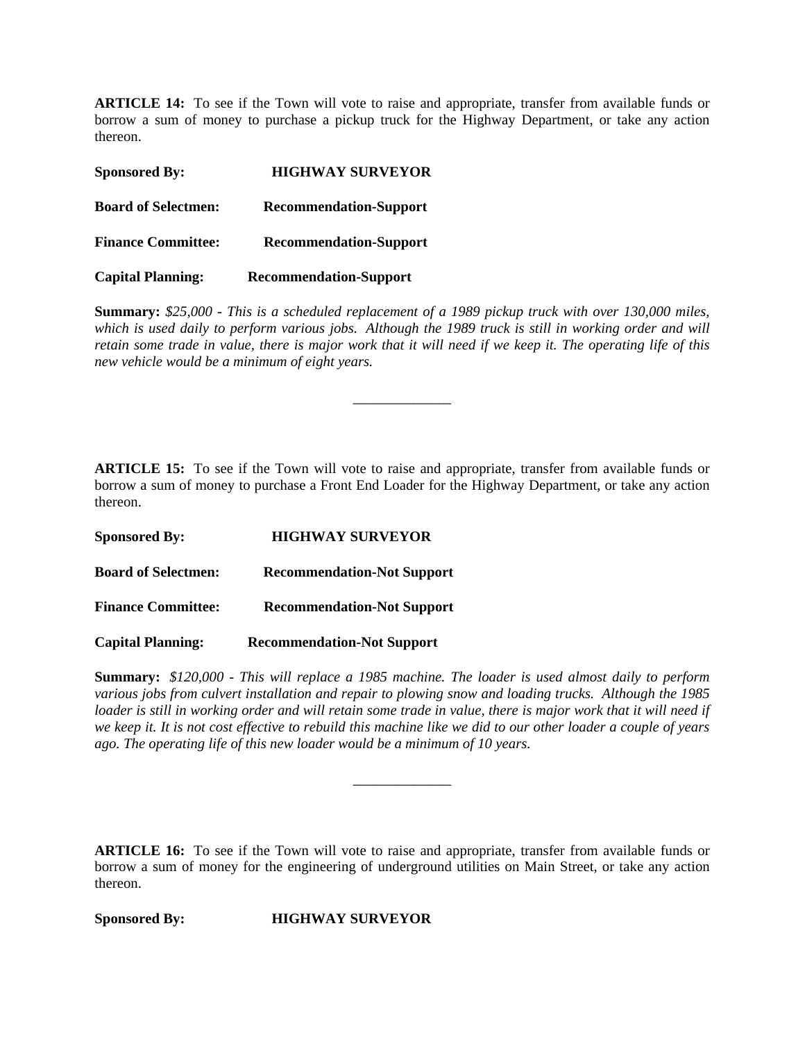**ARTICLE 14:** To see if the Town will vote to raise and appropriate, transfer from available funds or borrow a sum of money to purchase a pickup truck for the Highway Department, or take any action thereon.

**Sponsored By:** **HIGHWAY SURVEYOR**

**Board of Selectmen:** **Recommendation-Support**

**Finance Committee:** **Recommendation-Support**

**Capital Planning:** **Recommendation-Support**

**Summary:** *$25,000 - This is a scheduled replacement of a 1989 pickup truck with over 130,000 miles, which is used daily to perform various jobs. Although the 1989 truck is still in working order and will retain some trade in value, there is major work that it will need if we keep it. The operating life of this new vehicle would be a minimum of eight years.*

---

**ARTICLE 15:** To see if the Town will vote to raise and appropriate, transfer from available funds or borrow a sum of money to purchase a Front End Loader for the Highway Department, or take any action thereon.

**Sponsored By:** **HIGHWAY SURVEYOR**

**Board of Selectmen:** **Recommendation-Not Support**

**Finance Committee:** **Recommendation-Not Support**

**Capital Planning:** **Recommendation-Not Support**

**Summary:** *$120,000 - This will replace a 1985 machine. The loader is used almost daily to perform various jobs from culvert installation and repair to plowing snow and loading trucks. Although the 1985 loader is still in working order and will retain some trade in value, there is major work that it will need if we keep it. It is not cost effective to rebuild this machine like we did to our other loader a couple of years ago. The operating life of this new loader would be a minimum of 10 years.*

---

**ARTICLE 16:** To see if the Town will vote to raise and appropriate, transfer from available funds or borrow a sum of money for the engineering of underground utilities on Main Street, or take any action thereon.

**Sponsored By:** **HIGHWAY SURVEYOR**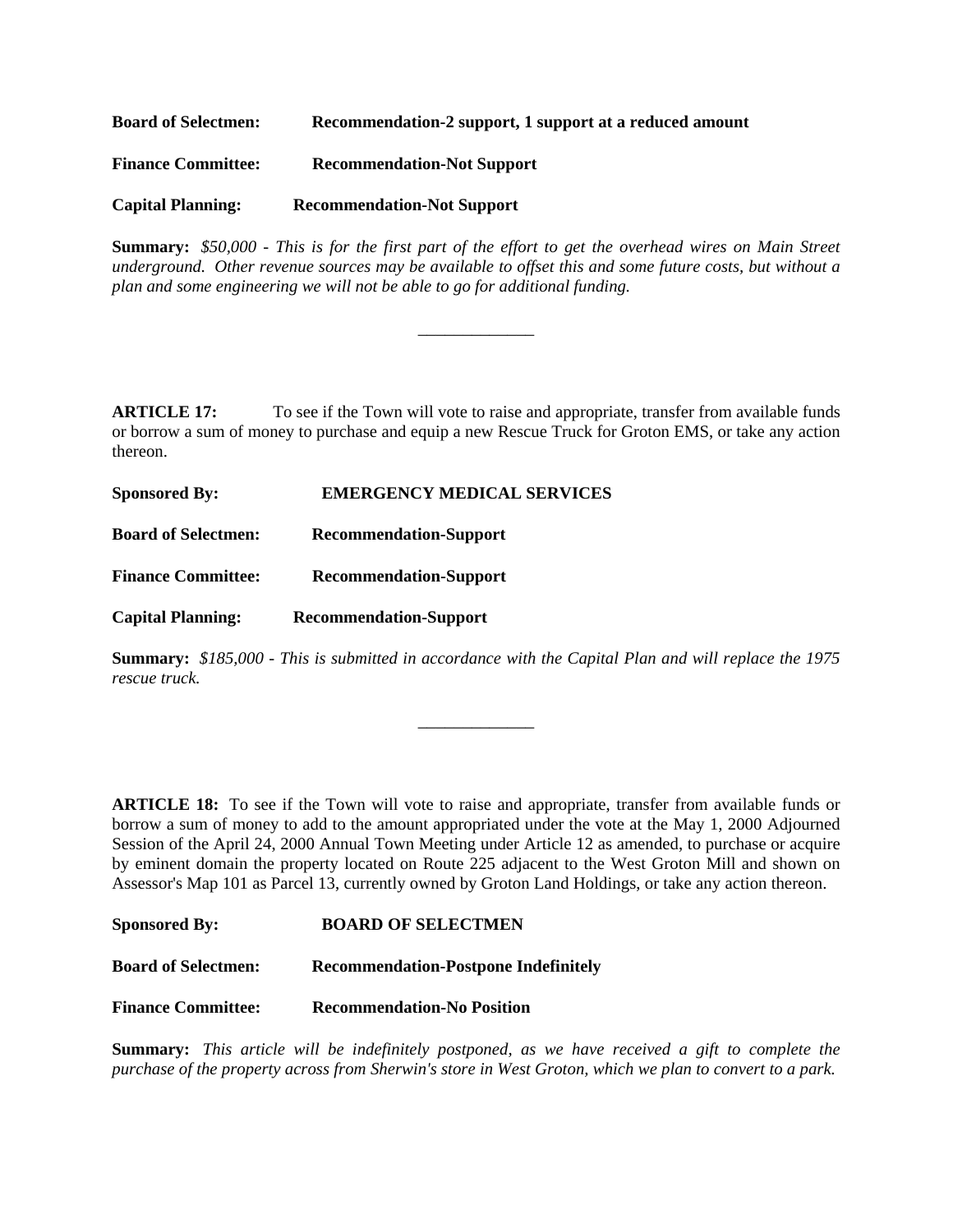**Board of Selectmen:** **Recommendation-2 support, 1 support at a reduced amount**

**Finance Committee:** **Recommendation-Not Support**

**Capital Planning:** **Recommendation-Not Support**

**Summary:** *$50,000 - This is for the first part of the effort to get the overhead wires on Main Street underground. Other revenue sources may be available to offset this and some future costs, but without a plan and some engineering we will not be able to go for additional funding.*

---

**ARTICLE 17:** To see if the Town will vote to raise and appropriate, transfer from available funds or borrow a sum of money to purchase and equip a new Rescue Truck for Groton EMS, or take any action thereon.

**Sponsored By:** **EMERGENCY MEDICAL SERVICES**

**Board of Selectmen:** **Recommendation-Support**

**Finance Committee:** **Recommendation-Support**

**Capital Planning:** **Recommendation-Support**

**Summary:** *$185,000 - This is submitted in accordance with the Capital Plan and will replace the 1975 rescue truck.*

---

**ARTICLE 18:** To see if the Town will vote to raise and appropriate, transfer from available funds or borrow a sum of money to add to the amount appropriated under the vote at the May 1, 2000 Adjourned Session of the April 24, 2000 Annual Town Meeting under Article 12 as amended, to purchase or acquire by eminent domain the property located on Route 225 adjacent to the West Groton Mill and shown on Assessor's Map 101 as Parcel 13, currently owned by Groton Land Holdings, or take any action thereon.

**Sponsored By:** **BOARD OF SELECTMEN**

**Board of Selectmen:** **Recommendation-Postpone Indefinitely**

**Finance Committee:** **Recommendation-No Position**

**Summary:** *This article will be indefinitely postponed, as we have received a gift to complete the purchase of the property across from Sherwin's store in West Groton, which we plan to convert to a park.*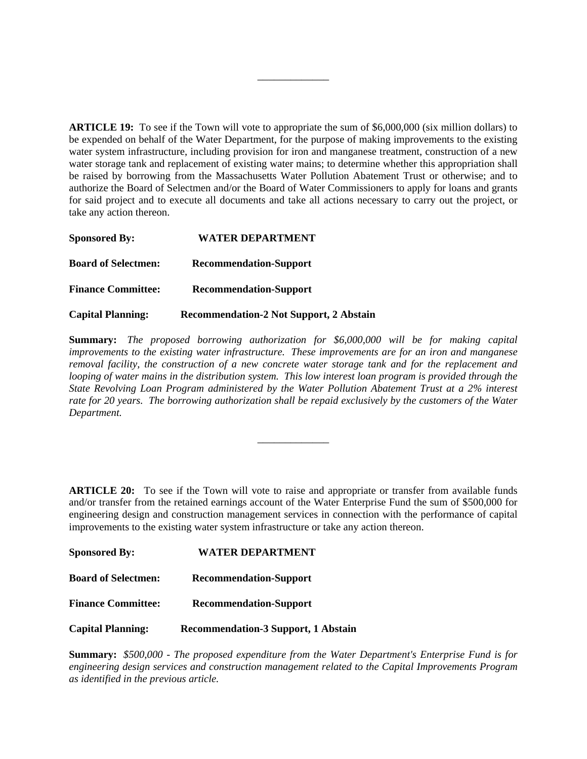______________

**ARTICLE 19:** To see if the Town will vote to appropriate the sum of $6,000,000 (six million dollars) to be expended on behalf of the Water Department, for the purpose of making improvements to the existing water system infrastructure, including provision for iron and manganese treatment, construction of a new water storage tank and replacement of existing water mains; to determine whether this appropriation shall be raised by borrowing from the Massachusetts Water Pollution Abatement Trust or otherwise; and to authorize the Board of Selectmen and/or the Board of Water Commissioners to apply for loans and grants for said project and to execute all documents and take all actions necessary to carry out the project, or take any action thereon.

**Sponsored By:** **WATER DEPARTMENT**

**Board of Selectmen:** **Recommendation-Support**

**Finance Committee:** **Recommendation-Support**

**Capital Planning:** **Recommendation-2 Not Support, 2 Abstain**

**Summary:** *The proposed borrowing authorization for $6,000,000 will be for making capital improvements to the existing water infrastructure. These improvements are for an iron and manganese removal facility, the construction of a new concrete water storage tank and for the replacement and looping of water mains in the distribution system. This low interest loan program is provided through the State Revolving Loan Program administered by the Water Pollution Abatement Trust at a 2% interest rate for 20 years. The borrowing authorization shall be repaid exclusively by the customers of the Water Department.*

______________

**ARTICLE 20:** To see if the Town will vote to raise and appropriate or transfer from available funds and/or transfer from the retained earnings account of the Water Enterprise Fund the sum of $500,000 for engineering design and construction management services in connection with the performance of capital improvements to the existing water system infrastructure or take any action thereon.

**Sponsored By:** **WATER DEPARTMENT**

**Board of Selectmen:** **Recommendation-Support**

**Finance Committee:** **Recommendation-Support**

**Capital Planning:** **Recommendation-3 Support, 1 Abstain**

**Summary:** *$500,000 - The proposed expenditure from the Water Department's Enterprise Fund is for engineering design services and construction management related to the Capital Improvements Program as identified in the previous article.*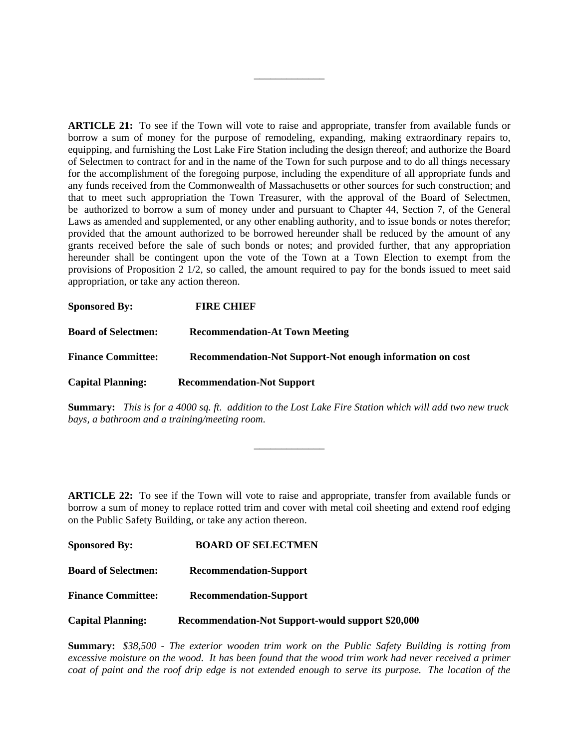_____________

**ARTICLE 21:** To see if the Town will vote to raise and appropriate, transfer from available funds or borrow a sum of money for the purpose of remodeling, expanding, making extraordinary repairs to, equipping, and furnishing the Lost Lake Fire Station including the design thereof; and authorize the Board of Selectmen to contract for and in the name of the Town for such purpose and to do all things necessary for the accomplishment of the foregoing purpose, including the expenditure of all appropriate funds and any funds received from the Commonwealth of Massachusetts or other sources for such construction; and that to meet such appropriation the Town Treasurer, with the approval of the Board of Selectmen, be authorized to borrow a sum of money under and pursuant to Chapter 44, Section 7, of the General Laws as amended and supplemented, or any other enabling authority, and to issue bonds or notes therefor; provided that the amount authorized to be borrowed hereunder shall be reduced by the amount of any grants received before the sale of such bonds or notes; and provided further, that any appropriation hereunder shall be contingent upon the vote of the Town at a Town Election to exempt from the provisions of Proposition 2 1/2, so called, the amount required to pay for the bonds issued to meet said appropriation, or take any action thereon.

**Sponsored By:** **FIRE CHIEF**

**Board of Selectmen:** **Recommendation-At Town Meeting**

**Finance Committee:** **Recommendation-Not Support-Not enough information on cost**

**Capital Planning:** **Recommendation-Not Support**

**Summary:** *This is for a 4000 sq. ft. addition to the Lost Lake Fire Station which will add two new truck bays, a bathroom and a training/meeting room.*

_____________

**ARTICLE 22:** To see if the Town will vote to raise and appropriate, transfer from available funds or borrow a sum of money to replace rotted trim and cover with metal coil sheeting and extend roof edging on the Public Safety Building, or take any action thereon.

**Sponsored By:** **BOARD OF SELECTMEN**

**Board of Selectmen:** **Recommendation-Support**

**Finance Committee:** **Recommendation-Support**

**Capital Planning:** **Recommendation-Not Support-would support $20,000**

**Summary:** *$38,500 - The exterior wooden trim work on the Public Safety Building is rotting from excessive moisture on the wood. It has been found that the wood trim work had never received a primer coat of paint and the roof drip edge is not extended enough to serve its purpose. The location of the*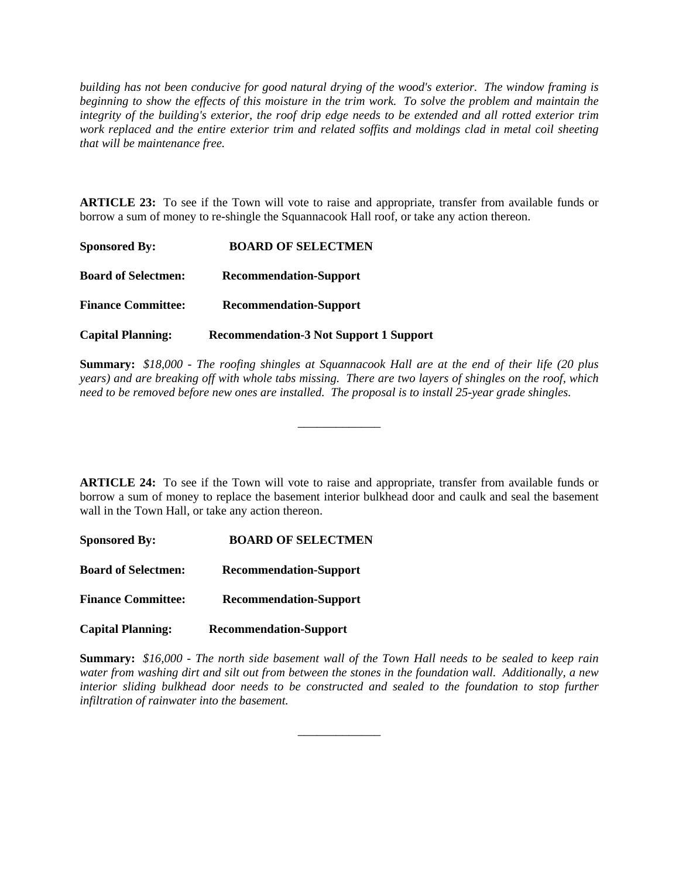*building has not been conducive for good natural drying of the wood's exterior. The window framing is beginning to show the effects of this moisture in the trim work. To solve the problem and maintain the integrity of the building's exterior, the roof drip edge needs to be extended and all rotted exterior trim work replaced and the entire exterior trim and related soffits and moldings clad in metal coil sheeting that will be maintenance free.*

**ARTICLE 23:** To see if the Town will vote to raise and appropriate, transfer from available funds or borrow a sum of money to re-shingle the Squannacook Hall roof, or take any action thereon.

**Sponsored By:** **BOARD OF SELECTMEN**

**Board of Selectmen:** **Recommendation-Support**

**Finance Committee:** **Recommendation-Support**

**Capital Planning:** **Recommendation-3 Not Support 1 Support**

**Summary:** *$18,000 - The roofing shingles at Squannacook Hall are at the end of their life (20 plus years) and are breaking off with whole tabs missing. There are two layers of shingles on the roof, which need to be removed before new ones are installed. The proposal is to install 25-year grade shingles.*

______________

**ARTICLE 24:** To see if the Town will vote to raise and appropriate, transfer from available funds or borrow a sum of money to replace the basement interior bulkhead door and caulk and seal the basement wall in the Town Hall, or take any action thereon.

**Sponsored By:** **BOARD OF SELECTMEN**

**Board of Selectmen:** **Recommendation-Support**

**Finance Committee:** **Recommendation-Support**

**Capital Planning:** **Recommendation-Support**

**Summary:** *$16,000 - The north side basement wall of the Town Hall needs to be sealed to keep rain water from washing dirt and silt out from between the stones in the foundation wall. Additionally, a new interior sliding bulkhead door needs to be constructed and sealed to the foundation to stop further infiltration of rainwater into the basement.*

______________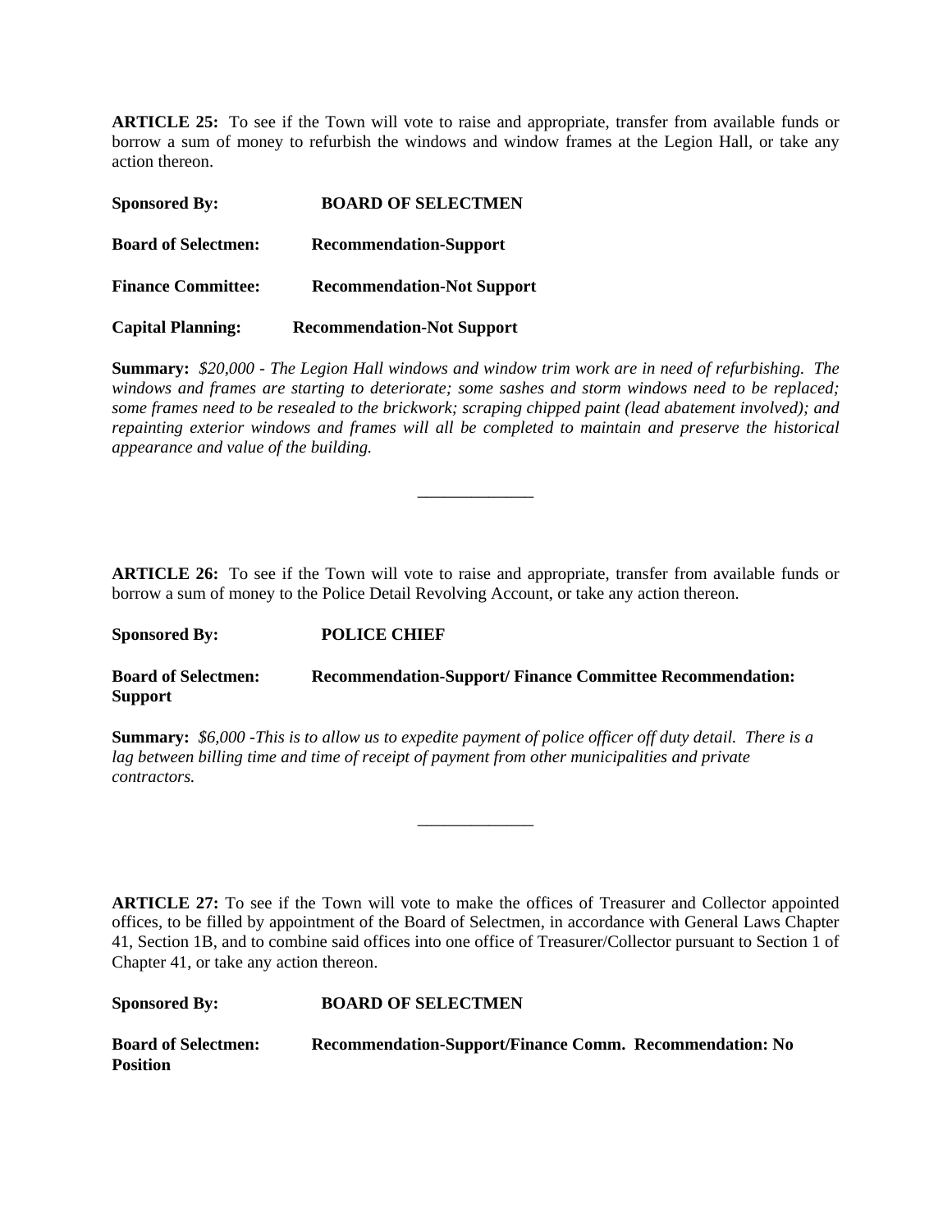**ARTICLE 25:** To see if the Town will vote to raise and appropriate, transfer from available funds or borrow a sum of money to refurbish the windows and window frames at the Legion Hall, or take any action thereon.

**Sponsored By:** **BOARD OF SELECTMEN**

**Board of Selectmen:** **Recommendation-Support**

**Finance Committee:** **Recommendation-Not Support**

**Capital Planning:** **Recommendation-Not Support**

**Summary:** *$20,000 - The Legion Hall windows and window trim work are in need of refurbishing. The windows and frames are starting to deteriorate; some sashes and storm windows need to be replaced; some frames need to be resealed to the brickwork; scraping chipped paint (lead abatement involved); and repainting exterior windows and frames will all be completed to maintain and preserve the historical appearance and value of the building.*

---

**ARTICLE 26:** To see if the Town will vote to raise and appropriate, transfer from available funds or borrow a sum of money to the Police Detail Revolving Account, or take any action thereon.

**Sponsored By:** **POLICE CHIEF**

**Board of Selectmen:** **Recommendation-Support/ Finance Committee Recommendation: Support**

**Summary:** *$6,000 -This is to allow us to expedite payment of police officer off duty detail. There is a lag between billing time and time of receipt of payment from other municipalities and private contractors.*

---

**ARTICLE 27:** To see if the Town will vote to make the offices of Treasurer and Collector appointed offices, to be filled by appointment of the Board of Selectmen, in accordance with General Laws Chapter 41, Section 1B, and to combine said offices into one office of Treasurer/Collector pursuant to Section 1 of Chapter 41, or take any action thereon.

**Sponsored By:** **BOARD OF SELECTMEN**

**Board of Selectmen:** **Recommendation-Support/Finance Comm. Recommendation: No Position**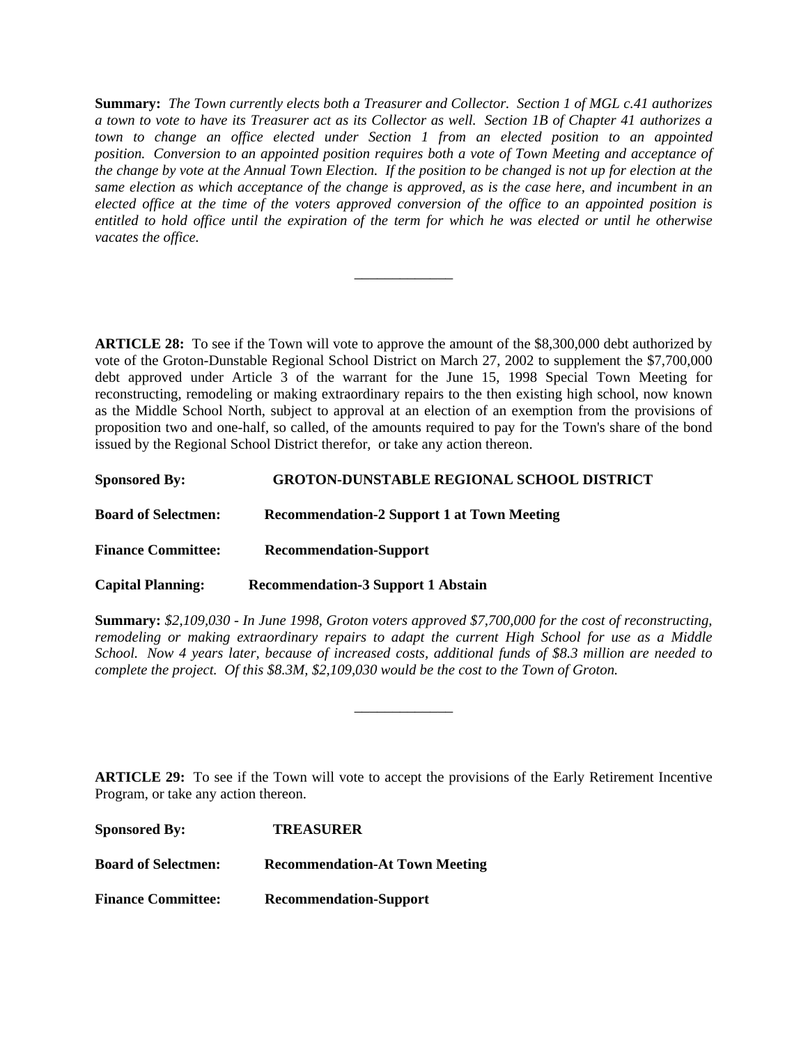**Summary:** *The Town currently elects both a Treasurer and Collector. Section 1 of MGL c.41 authorizes a town to vote to have its Treasurer act as its Collector as well. Section 1B of Chapter 41 authorizes a town to change an office elected under Section 1 from an elected position to an appointed position. Conversion to an appointed position requires both a vote of Town Meeting and acceptance of the change by vote at the Annual Town Election. If the position to be changed is not up for election at the same election as which acceptance of the change is approved, as is the case here, and incumbent in an elected office at the time of the voters approved conversion of the office to an appointed position is entitled to hold office until the expiration of the term for which he was elected or until he otherwise vacates the office.*

______________

**ARTICLE 28:** To see if the Town will vote to approve the amount of the $8,300,000 debt authorized by vote of the Groton-Dunstable Regional School District on March 27, 2002 to supplement the $7,700,000 debt approved under Article 3 of the warrant for the June 15, 1998 Special Town Meeting for reconstructing, remodeling or making extraordinary repairs to the then existing high school, now known as the Middle School North, subject to approval at an election of an exemption from the provisions of proposition two and one-half, so called, of the amounts required to pay for the Town's share of the bond issued by the Regional School District therefor, or take any action thereon.

**Sponsored By:** **GROTON-DUNSTABLE REGIONAL SCHOOL DISTRICT**

**Board of Selectmen:** **Recommendation-2 Support 1 at Town Meeting**

**Finance Committee:** **Recommendation-Support**

**Capital Planning:** **Recommendation-3 Support 1 Abstain**

**Summary:** *$2,109,030 - In June 1998, Groton voters approved $7,700,000 for the cost of reconstructing, remodeling or making extraordinary repairs to adapt the current High School for use as a Middle School. Now 4 years later, because of increased costs, additional funds of $8.3 million are needed to complete the project. Of this $8.3M, $2,109,030 would be the cost to the Town of Groton.*

______________

**ARTICLE 29:** To see if the Town will vote to accept the provisions of the Early Retirement Incentive Program, or take any action thereon.

**Sponsored By:** **TREASURER**

**Board of Selectmen:** **Recommendation-At Town Meeting**

**Finance Committee:** **Recommendation-Support**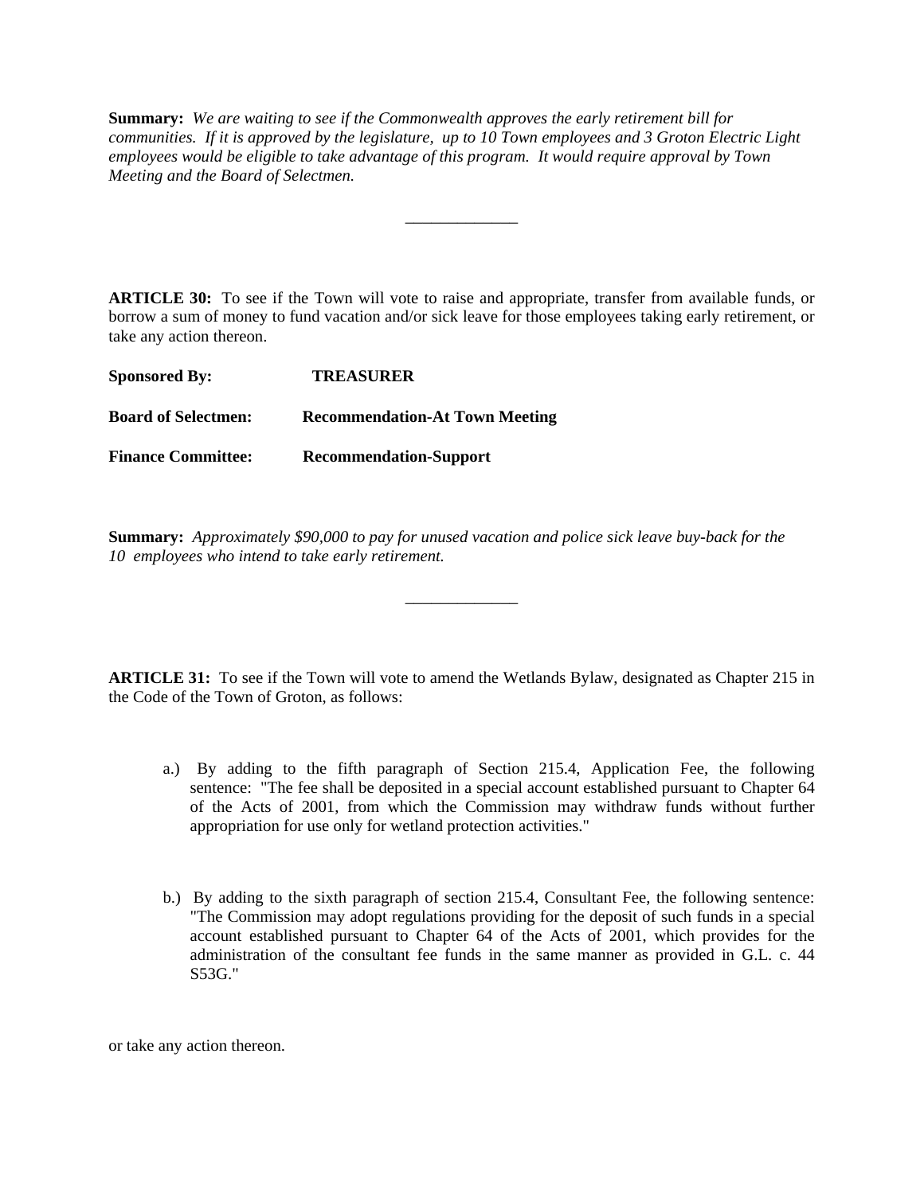**Summary:** *We are waiting to see if the Commonwealth approves the early retirement bill for communities. If it is approved by the legislature, up to 10 Town employees and 3 Groton Electric Light employees would be eligible to take advantage of this program. It would require approval by Town Meeting and the Board of Selectmen.*

______________

**ARTICLE 30:** To see if the Town will vote to raise and appropriate, transfer from available funds, or borrow a sum of money to fund vacation and/or sick leave for those employees taking early retirement, or take any action thereon.

**Sponsored By:** **TREASURER**

**Board of Selectmen:** **Recommendation-At Town Meeting**

**Finance Committee:** **Recommendation-Support**

**Summary:** *Approximately $90,000 to pay for unused vacation and police sick leave buy-back for the 10 employees who intend to take early retirement.*

______________

**ARTICLE 31:** To see if the Town will vote to amend the Wetlands Bylaw, designated as Chapter 215 in the Code of the Town of Groton, as follows:

a.) By adding to the fifth paragraph of Section 215.4, Application Fee, the following sentence: "The fee shall be deposited in a special account established pursuant to Chapter 64 of the Acts of 2001, from which the Commission may withdraw funds without further appropriation for use only for wetland protection activities."

b.) By adding to the sixth paragraph of section 215.4, Consultant Fee, the following sentence: "The Commission may adopt regulations providing for the deposit of such funds in a special account established pursuant to Chapter 64 of the Acts of 2001, which provides for the administration of the consultant fee funds in the same manner as provided in G.L. c. 44 S53G."

or take any action thereon.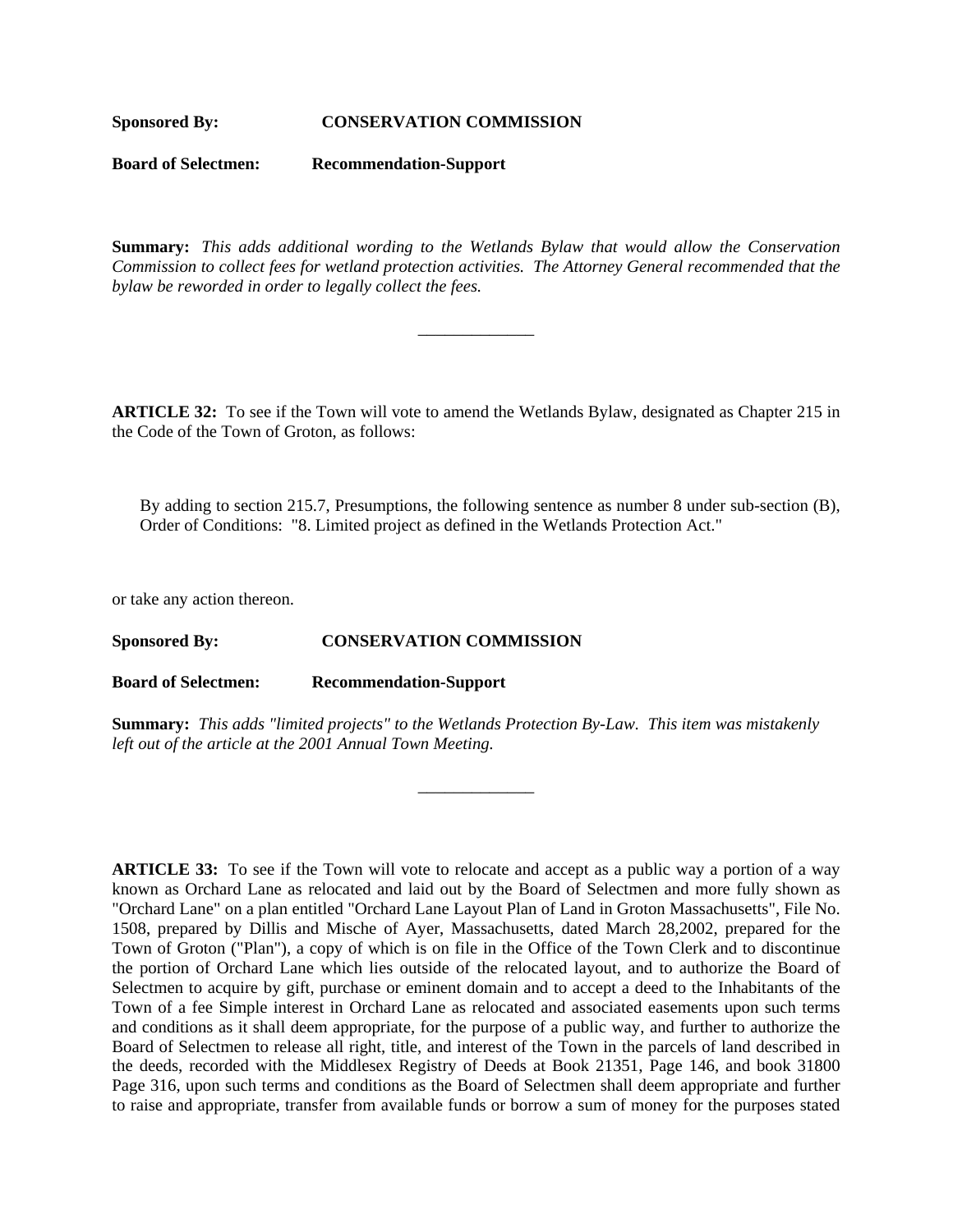**Sponsored By:** **CONSERVATION COMMISSION**

**Board of Selectmen:** **Recommendation-Support**

**Summary:** *This adds additional wording to the Wetlands Bylaw that would allow the Conservation Commission to collect fees for wetland protection activities. The Attorney General recommended that the bylaw be reworded in order to legally collect the fees.*

---

**ARTICLE 32:** To see if the Town will vote to amend the Wetlands Bylaw, designated as Chapter 215 in the Code of the Town of Groton, as follows:

> By adding to section 215.7, Presumptions, the following sentence as number 8 under sub-section (B), Order of Conditions: "8. Limited project as defined in the Wetlands Protection Act."

or take any action thereon.

**Sponsored By:** **CONSERVATION COMMISSION**

**Board of Selectmen:** **Recommendation-Support**

**Summary:** *This adds "limited projects" to the Wetlands Protection By-Law. This item was mistakenly left out of the article at the 2001 Annual Town Meeting.*

---

**ARTICLE 33:** To see if the Town will vote to relocate and accept as a public way a portion of a way known as Orchard Lane as relocated and laid out by the Board of Selectmen and more fully shown as "Orchard Lane" on a plan entitled "Orchard Lane Layout Plan of Land in Groton Massachusetts", File No. 1508, prepared by Dillis and Mische of Ayer, Massachusetts, dated March 28,2002, prepared for the Town of Groton ("Plan"), a copy of which is on file in the Office of the Town Clerk and to discontinue the portion of Orchard Lane which lies outside of the relocated layout, and to authorize the Board of Selectmen to acquire by gift, purchase or eminent domain and to accept a deed to the Inhabitants of the Town of a fee Simple interest in Orchard Lane as relocated and associated easements upon such terms and conditions as it shall deem appropriate, for the purpose of a public way, and further to authorize the Board of Selectmen to release all right, title, and interest of the Town in the parcels of land described in the deeds, recorded with the Middlesex Registry of Deeds at Book 21351, Page 146, and book 31800 Page 316, upon such terms and conditions as the Board of Selectmen shall deem appropriate and further to raise and appropriate, transfer from available funds or borrow a sum of money for the purposes stated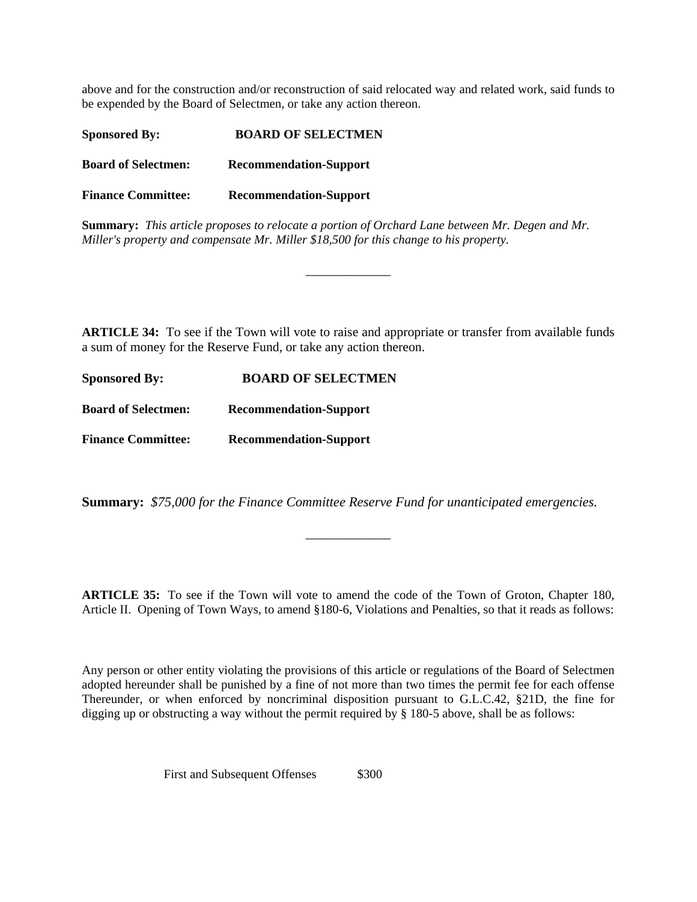above and for the construction and/or reconstruction of said relocated way and related work, said funds to be expended by the Board of Selectmen, or take any action thereon.

**Sponsored By:** **BOARD OF SELECTMEN**

**Board of Selectmen:** **Recommendation-Support**

**Finance Committee:** **Recommendation-Support**

**Summary:** *This article proposes to relocate a portion of Orchard Lane between Mr. Degen and Mr. Miller's property and compensate Mr. Miller $18,500 for this change to his property.*

______________

**ARTICLE 34:** To see if the Town will vote to raise and appropriate or transfer from available funds a sum of money for the Reserve Fund, or take any action thereon.

**Sponsored By:** **BOARD OF SELECTMEN**

**Board of Selectmen:** **Recommendation-Support**

**Finance Committee:** **Recommendation-Support**

**Summary:** *$75,000 for the Finance Committee Reserve Fund for unanticipated emergencies.*

______________

**ARTICLE 35:** To see if the Town will vote to amend the code of the Town of Groton, Chapter 180, Article II. Opening of Town Ways, to amend §180-6, Violations and Penalties, so that it reads as follows:

Any person or other entity violating the provisions of this article or regulations of the Board of Selectmen adopted hereunder shall be punished by a fine of not more than two times the permit fee for each offense Thereunder, or when enforced by noncriminal disposition pursuant to G.L.C.42, §21D, the fine for digging up or obstructing a way without the permit required by § 180-5 above, shall be as follows:

First and Subsequent Offenses $300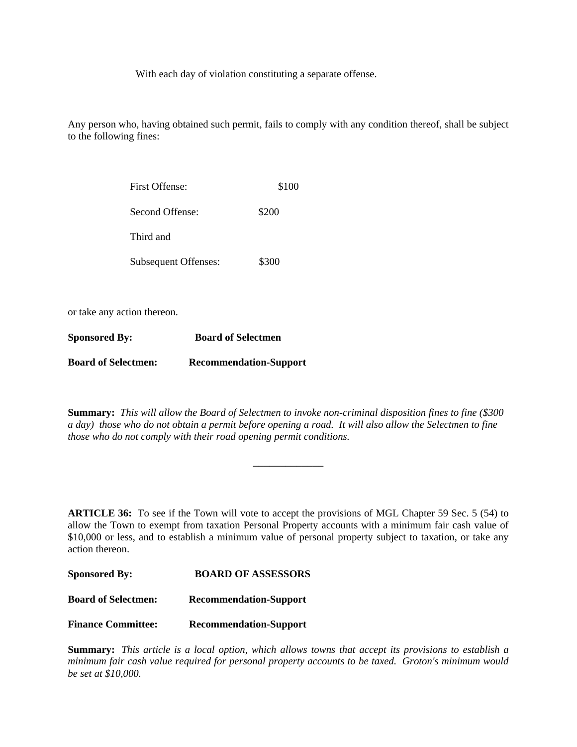With each day of violation constituting a separate offense.

Any person who, having obtained such permit, fails to comply with any condition thereof, shall be subject to the following fines:

| | |
|---|---|
| First Offense: | $100 |
| Second Offense: | $200 |
| Third and Subsequent Offenses: | $300 |

or take any action thereon.

**Sponsored By:** **Board of Selectmen**

**Board of Selectmen:** **Recommendation-Support**

**Summary:** *This will allow the Board of Selectmen to invoke non-criminal disposition fines to fine ($300 a day) those who do not obtain a permit before opening a road. It will also allow the Selectmen to fine those who do not comply with their road opening permit conditions.*

---

**ARTICLE 36:** To see if the Town will vote to accept the provisions of MGL Chapter 59 Sec. 5 (54) to allow the Town to exempt from taxation Personal Property accounts with a minimum fair cash value of $10,000 or less, and to establish a minimum value of personal property subject to taxation, or take any action thereon.

**Sponsored By:** **BOARD OF ASSESSORS**

**Board of Selectmen:** **Recommendation-Support**

**Finance Committee:** **Recommendation-Support**

**Summary:** *This article is a local option, which allows towns that accept its provisions to establish a minimum fair cash value required for personal property accounts to be taxed. Groton's minimum would be set at $10,000.*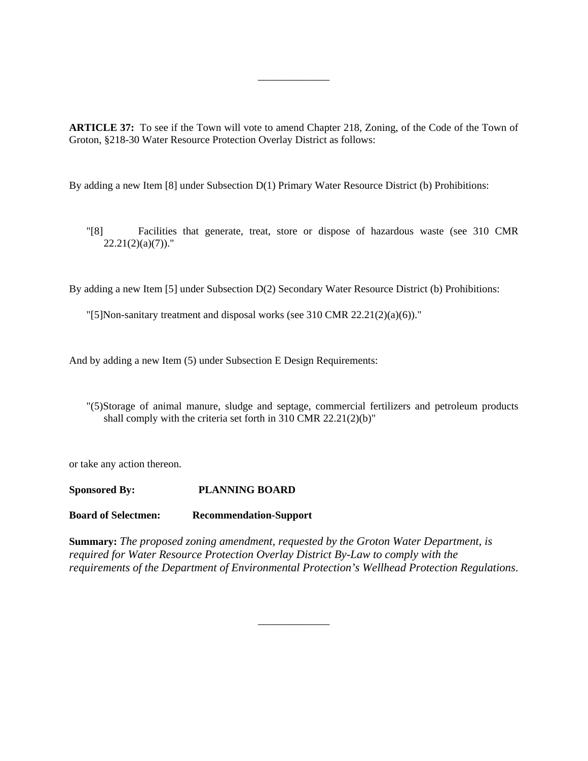---

**ARTICLE 37:** To see if the Town will vote to amend Chapter 218, Zoning, of the Code of the Town of Groton, §218-30 Water Resource Protection Overlay District as follows:

By adding a new Item [8] under Subsection D(1) Primary Water Resource District (b) Prohibitions:

> "[8] Facilities that generate, treat, store or dispose of hazardous waste (see 310 CMR 22.21(2)(a)(7))."

By adding a new Item [5] under Subsection D(2) Secondary Water Resource District (b) Prohibitions:

> "[5]Non-sanitary treatment and disposal works (see 310 CMR 22.21(2)(a)(6))."

And by adding a new Item (5) under Subsection E Design Requirements:

> "(5)Storage of animal manure, sludge and septage, commercial fertilizers and petroleum products shall comply with the criteria set forth in 310 CMR 22.21(2)(b)"

or take any action thereon.

**Sponsored By:** **PLANNING BOARD**

**Board of Selectmen:** **Recommendation-Support**

**Summary:** *The proposed zoning amendment, requested by the Groton Water Department, is required for Water Resource Protection Overlay District By-Law to comply with the requirements of the Department of Environmental Protection's Wellhead Protection Regulations.*

---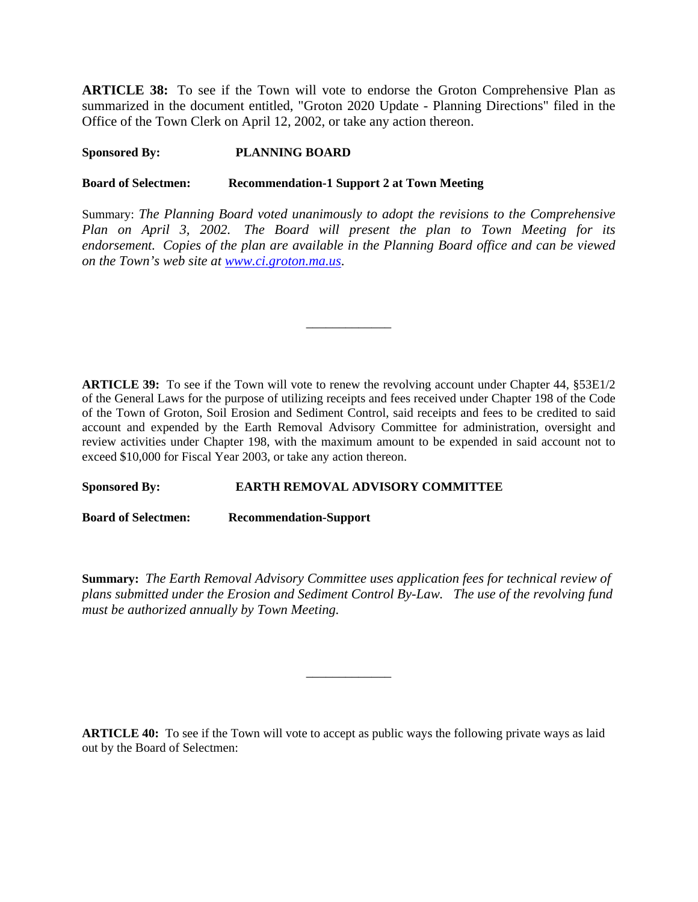**ARTICLE 38:** To see if the Town will vote to endorse the Groton Comprehensive Plan as summarized in the document entitled, "Groton 2020 Update - Planning Directions" filed in the Office of the Town Clerk on April 12, 2002, or take any action thereon.

**Sponsored By:** **PLANNING BOARD**

**Board of Selectmen:** **Recommendation-1 Support 2 at Town Meeting**

Summary: *The Planning Board voted unanimously to adopt the revisions to the Comprehensive Plan on April 3, 2002. The Board will present the plan to Town Meeting for its endorsement. Copies of the plan are available in the Planning Board office and can be viewed on the Town's web site at [www.ci.groton.ma.us](www.ci.groton.ma.us).*

---

**ARTICLE 39:** To see if the Town will vote to renew the revolving account under Chapter 44, §53E1/2 of the General Laws for the purpose of utilizing receipts and fees received under Chapter 198 of the Code of the Town of Groton, Soil Erosion and Sediment Control, said receipts and fees to be credited to said account and expended by the Earth Removal Advisory Committee for administration, oversight and review activities under Chapter 198, with the maximum amount to be expended in said account not to exceed $10,000 for Fiscal Year 2003, or take any action thereon.

**Sponsored By:** **EARTH REMOVAL ADVISORY COMMITTEE**

**Board of Selectmen:** **Recommendation-Support**

**Summary:** *The Earth Removal Advisory Committee uses application fees for technical review of plans submitted under the Erosion and Sediment Control By-Law. The use of the revolving fund must be authorized annually by Town Meeting.*

---

**ARTICLE 40:** To see if the Town will vote to accept as public ways the following private ways as laid out by the Board of Selectmen: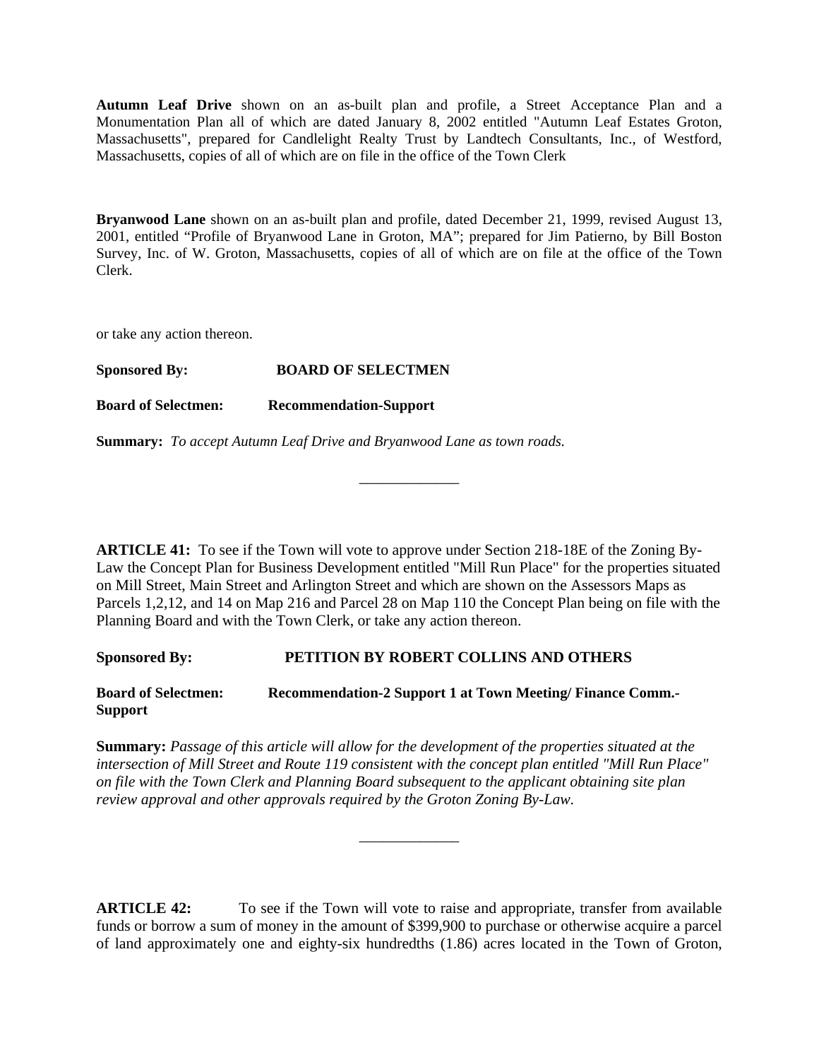**Autumn Leaf Drive** shown on an as-built plan and profile, a Street Acceptance Plan and a Monumentation Plan all of which are dated January 8, 2002 entitled "Autumn Leaf Estates Groton, Massachusetts", prepared for Candlelight Realty Trust by Landtech Consultants, Inc., of Westford, Massachusetts, copies of all of which are on file in the office of the Town Clerk

**Bryanwood Lane** shown on an as-built plan and profile, dated December 21, 1999, revised August 13, 2001, entitled "Profile of Bryanwood Lane in Groton, MA"; prepared for Jim Patierno, by Bill Boston Survey, Inc. of W. Groton, Massachusetts, copies of all of which are on file at the office of the Town Clerk.

or take any action thereon.

**Sponsored By: BOARD OF SELECTMEN**

**Board of Selectmen: Recommendation-Support**

**Summary:** *To accept Autumn Leaf Drive and Bryanwood Lane as town roads.*

_____________

**ARTICLE 41:** To see if the Town will vote to approve under Section 218-18E of the Zoning By-Law the Concept Plan for Business Development entitled "Mill Run Place" for the properties situated on Mill Street, Main Street and Arlington Street and which are shown on the Assessors Maps as Parcels 1,2,12, and 14 on Map 216 and Parcel 28 on Map 110 the Concept Plan being on file with the Planning Board and with the Town Clerk, or take any action thereon.

**Sponsored By: PETITION BY ROBERT COLLINS AND OTHERS**

**Board of Selectmen: Recommendation-2 Support 1 at Town Meeting/ Finance Comm.-Support**

**Summary:** *Passage of this article will allow for the development of the properties situated at the intersection of Mill Street and Route 119 consistent with the concept plan entitled "Mill Run Place" on file with the Town Clerk and Planning Board subsequent to the applicant obtaining site plan review approval and other approvals required by the Groton Zoning By-Law.*

_____________

**ARTICLE 42:** To see if the Town will vote to raise and appropriate, transfer from available funds or borrow a sum of money in the amount of $399,900 to purchase or otherwise acquire a parcel of land approximately one and eighty-six hundredths (1.86) acres located in the Town of Groton,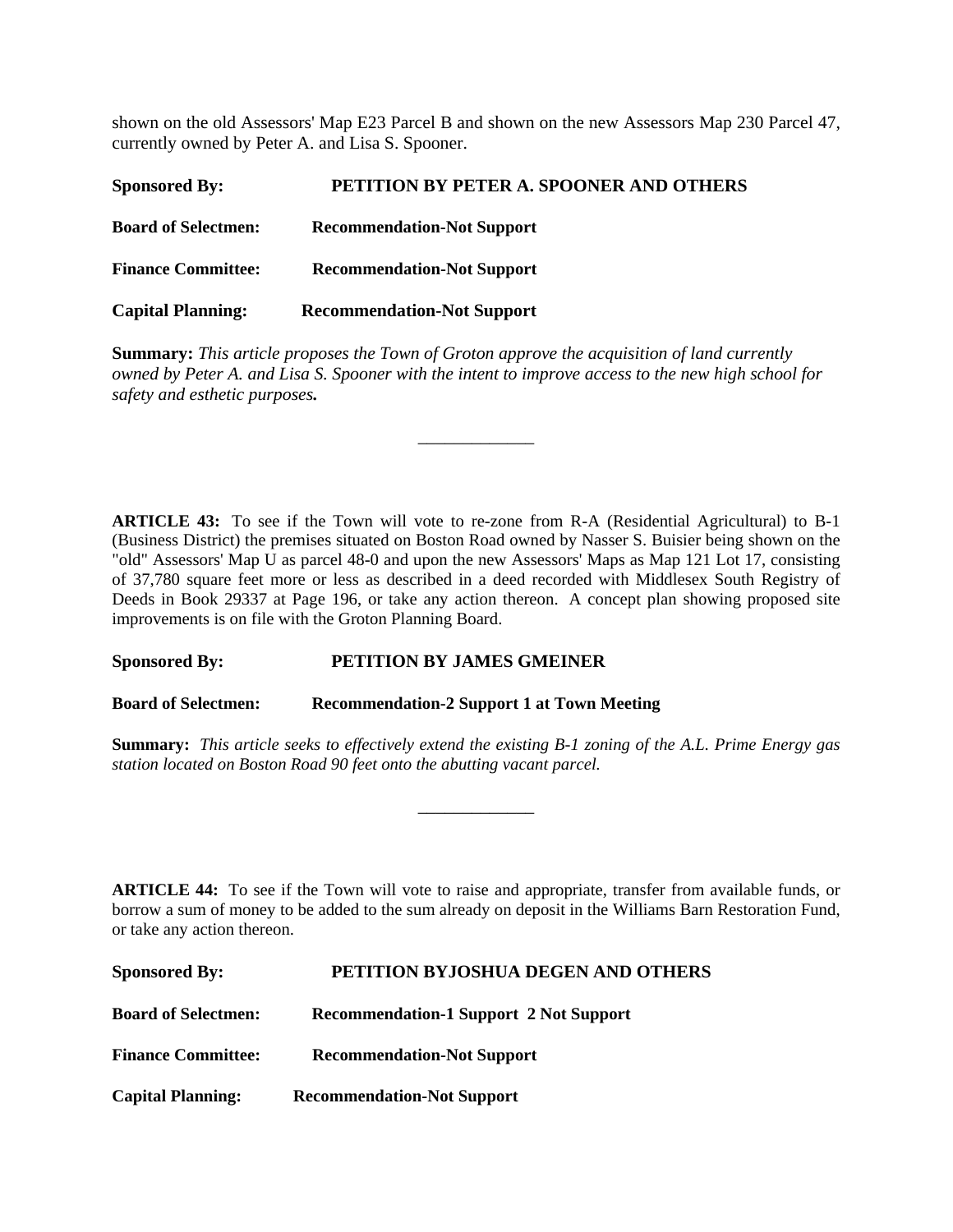shown on the old Assessors' Map E23 Parcel B and shown on the new Assessors Map 230 Parcel 47, currently owned by Peter A. and Lisa S. Spooner.

**Sponsored By:** **PETITION BY PETER A. SPOONER AND OTHERS**

**Board of Selectmen:** **Recommendation-Not Support**

**Finance Committee:** **Recommendation-Not Support**

**Capital Planning:** **Recommendation-Not Support**

**Summary:** *This article proposes the Town of Groton approve the acquisition of land currently owned by Peter A. and Lisa S. Spooner with the intent to improve access to the new high school for safety and esthetic purposes.*

_____________

**ARTICLE 43:** To see if the Town will vote to re-zone from R-A (Residential Agricultural) to B-1 (Business District) the premises situated on Boston Road owned by Nasser S. Buisier being shown on the "old" Assessors' Map U as parcel 48-0 and upon the new Assessors' Maps as Map 121 Lot 17, consisting of 37,780 square feet more or less as described in a deed recorded with Middlesex South Registry of Deeds in Book 29337 at Page 196, or take any action thereon. A concept plan showing proposed site improvements is on file with the Groton Planning Board.

**Sponsored By:** **PETITION BY JAMES GMEINER**

**Board of Selectmen:** **Recommendation-2 Support 1 at Town Meeting**

**Summary:** *This article seeks to effectively extend the existing B-1 zoning of the A.L. Prime Energy gas station located on Boston Road 90 feet onto the abutting vacant parcel.*

_____________

**ARTICLE 44:** To see if the Town will vote to raise and appropriate, transfer from available funds, or borrow a sum of money to be added to the sum already on deposit in the Williams Barn Restoration Fund, or take any action thereon.

**Sponsored By:** **PETITION BYJOSHUA DEGEN AND OTHERS**

**Board of Selectmen:** **Recommendation-1 Support 2 Not Support**

**Finance Committee:** **Recommendation-Not Support**

**Capital Planning:** **Recommendation-Not Support**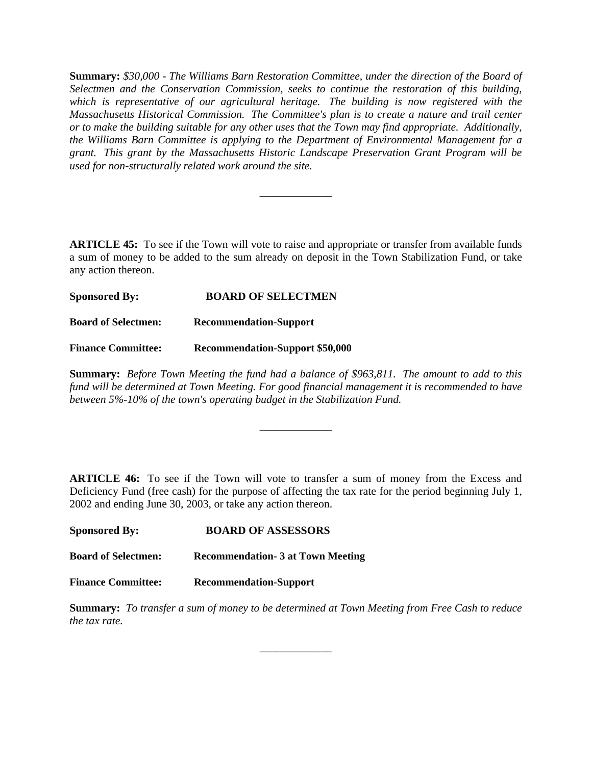**Summary:** *$30,000 - The Williams Barn Restoration Committee, under the direction of the Board of Selectmen and the Conservation Commission, seeks to continue the restoration of this building, which is representative of our agricultural heritage. The building is now registered with the Massachusetts Historical Commission. The Committee's plan is to create a nature and trail center or to make the building suitable for any other uses that the Town may find appropriate. Additionally, the Williams Barn Committee is applying to the Department of Environmental Management for a grant. This grant by the Massachusetts Historic Landscape Preservation Grant Program will be used for non-structurally related work around the site.*

---

**ARTICLE 45:** To see if the Town will vote to raise and appropriate or transfer from available funds a sum of money to be added to the sum already on deposit in the Town Stabilization Fund, or take any action thereon.

**Sponsored By:** **BOARD OF SELECTMEN**

**Board of Selectmen:** **Recommendation-Support**

**Finance Committee:** **Recommendation-Support $50,000**

**Summary:** *Before Town Meeting the fund had a balance of $963,811. The amount to add to this fund will be determined at Town Meeting. For good financial management it is recommended to have between 5%-10% of the town's operating budget in the Stabilization Fund.*

---

**ARTICLE 46:** To see if the Town will vote to transfer a sum of money from the Excess and Deficiency Fund (free cash) for the purpose of affecting the tax rate for the period beginning July 1, 2002 and ending June 30, 2003, or take any action thereon.

**Sponsored By:** **BOARD OF ASSESSORS**

**Board of Selectmen:** **Recommendation- 3 at Town Meeting**

**Finance Committee:** **Recommendation-Support**

**Summary:** *To transfer a sum of money to be determined at Town Meeting from Free Cash to reduce the tax rate.*

---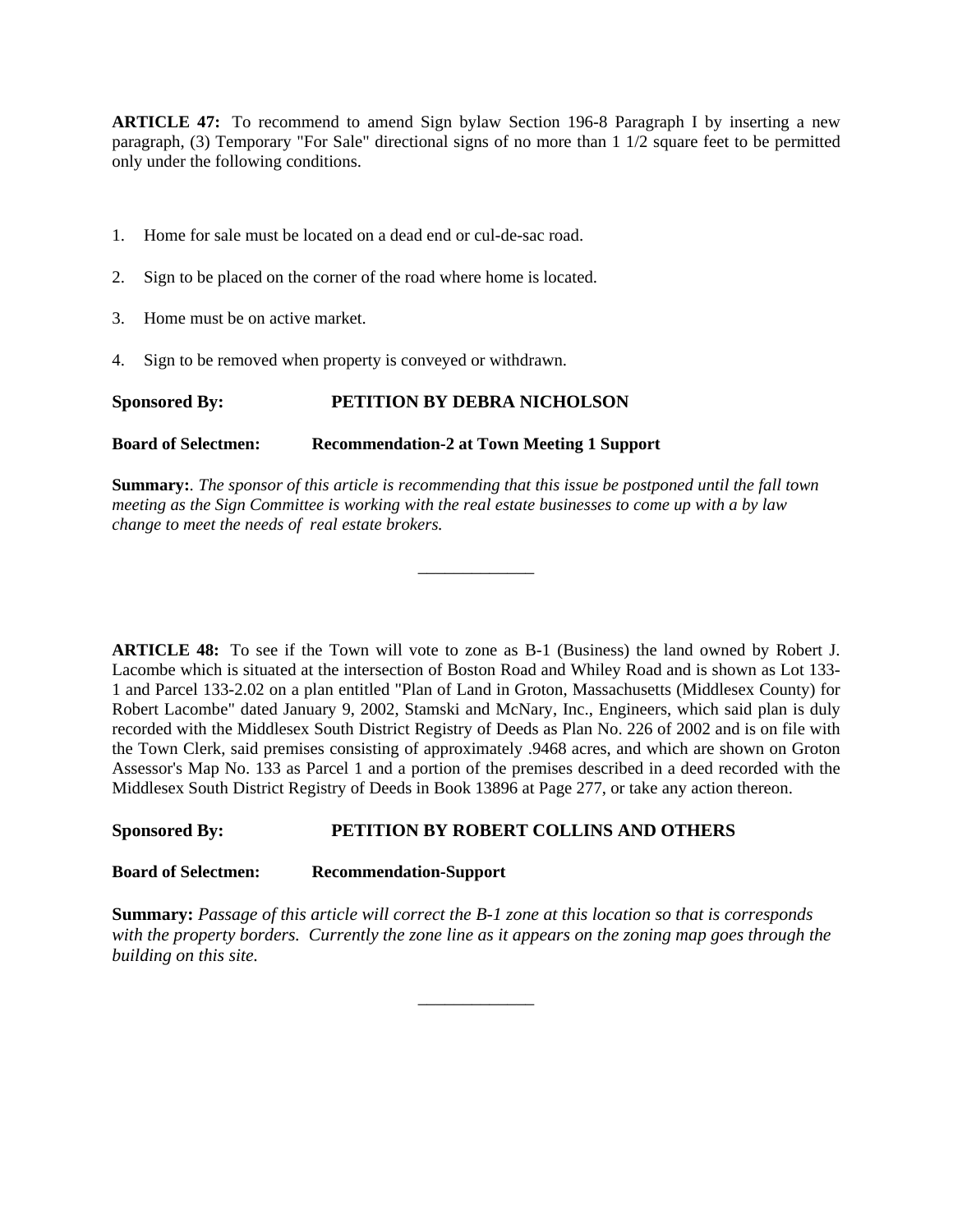**ARTICLE 47:** To recommend to amend Sign bylaw Section 196-8 Paragraph I by inserting a new paragraph, (3) Temporary "For Sale" directional signs of no more than 1 1/2 square feet to be permitted only under the following conditions.

1. Home for sale must be located on a dead end or cul-de-sac road.
2. Sign to be placed on the corner of the road where home is located.
3. Home must be on active market.
4. Sign to be removed when property is conveyed or withdrawn.

**Sponsored By: PETITION BY DEBRA NICHOLSON**

**Board of Selectmen: Recommendation-2 at Town Meeting 1 Support**

**Summary:**. *The sponsor of this article is recommending that this issue be postponed until the fall town meeting as the Sign Committee is working with the real estate businesses to come up with a by law change to meet the needs of real estate brokers.*

---

**ARTICLE 48:** To see if the Town will vote to zone as B-1 (Business) the land owned by Robert J. Lacombe which is situated at the intersection of Boston Road and Whiley Road and is shown as Lot 133-1 and Parcel 133-2.02 on a plan entitled "Plan of Land in Groton, Massachusetts (Middlesex County) for Robert Lacombe" dated January 9, 2002, Stamski and McNary, Inc., Engineers, which said plan is duly recorded with the Middlesex South District Registry of Deeds as Plan No. 226 of 2002 and is on file with the Town Clerk, said premises consisting of approximately .9468 acres, and which are shown on Groton Assessor's Map No. 133 as Parcel 1 and a portion of the premises described in a deed recorded with the Middlesex South District Registry of Deeds in Book 13896 at Page 277, or take any action thereon.

**Sponsored By: PETITION BY ROBERT COLLINS AND OTHERS**

**Board of Selectmen: Recommendation-Support**

**Summary:** *Passage of this article will correct the B-1 zone at this location so that is corresponds with the property borders. Currently the zone line as it appears on the zoning map goes through the building on this site.*

---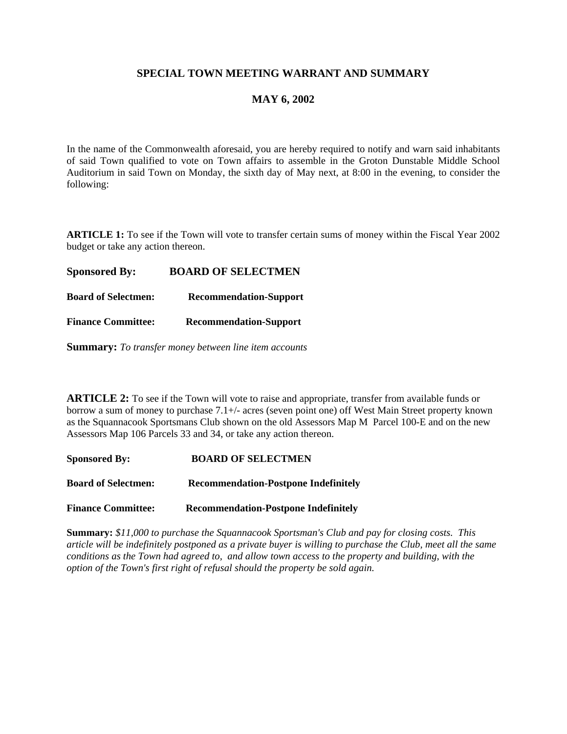## SPECIAL TOWN MEETING WARRANT AND SUMMARY

## MAY 6, 2002

In the name of the Commonwealth aforesaid, you are hereby required to notify and warn said inhabitants of said Town qualified to vote on Town affairs to assemble in the Groton Dunstable Middle School Auditorium in said Town on Monday, the sixth day of May next, at 8:00 in the evening, to consider the following:

**ARTICLE 1:** To see if the Town will vote to transfer certain sums of money within the Fiscal Year 2002 budget or take any action thereon.

**Sponsored By:** **BOARD OF SELECTMEN**

**Board of Selectmen:** **Recommendation-Support**

**Finance Committee:** **Recommendation-Support**

**Summary:** *To transfer money between line item accounts*

**ARTICLE 2:** To see if the Town will vote to raise and appropriate, transfer from available funds or borrow a sum of money to purchase 7.1+/- acres (seven point one) off West Main Street property known as the Squannacook Sportsmans Club shown on the old Assessors Map M Parcel 100-E and on the new Assessors Map 106 Parcels 33 and 34, or take any action thereon.

**Sponsored By:** **BOARD OF SELECTMEN**

**Board of Selectmen:** **Recommendation-Postpone Indefinitely**

**Finance Committee:** **Recommendation-Postpone Indefinitely**

**Summary:** *$11,000 to purchase the Squannacook Sportsman's Club and pay for closing costs. This article will be indefinitely postponed as a private buyer is willing to purchase the Club, meet all the same conditions as the Town had agreed to, and allow town access to the property and building, with the option of the Town's first right of refusal should the property be sold again.*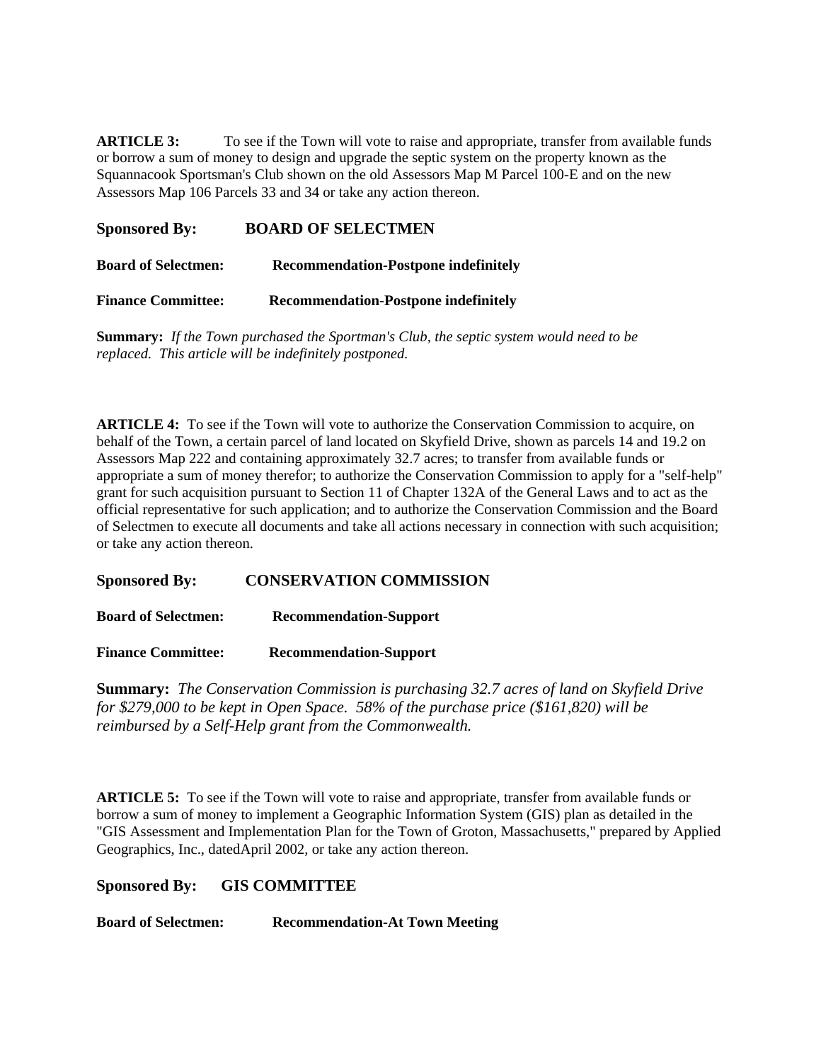**ARTICLE 3:** To see if the Town will vote to raise and appropriate, transfer from available funds or borrow a sum of money to design and upgrade the septic system on the property known as the Squannacook Sportsman's Club shown on the old Assessors Map M Parcel 100-E and on the new Assessors Map 106 Parcels 33 and 34 or take any action thereon.

**Sponsored By: BOARD OF SELECTMEN**

**Board of Selectmen: Recommendation-Postpone indefinitely**

**Finance Committee: Recommendation-Postpone indefinitely**

**Summary:** *If the Town purchased the Sportman's Club, the septic system would need to be replaced. This article will be indefinitely postponed.*

**ARTICLE 4:** To see if the Town will vote to authorize the Conservation Commission to acquire, on behalf of the Town, a certain parcel of land located on Skyfield Drive, shown as parcels 14 and 19.2 on Assessors Map 222 and containing approximately 32.7 acres; to transfer from available funds or appropriate a sum of money therefor; to authorize the Conservation Commission to apply for a "self-help" grant for such acquisition pursuant to Section 11 of Chapter 132A of the General Laws and to act as the official representative for such application; and to authorize the Conservation Commission and the Board of Selectmen to execute all documents and take all actions necessary in connection with such acquisition; or take any action thereon.

**Sponsored By: CONSERVATION COMMISSION**

**Board of Selectmen: Recommendation-Support**

**Finance Committee: Recommendation-Support**

**Summary:** *The Conservation Commission is purchasing 32.7 acres of land on Skyfield Drive for $279,000 to be kept in Open Space. 58% of the purchase price ($161,820) will be reimbursed by a Self-Help grant from the Commonwealth.*

**ARTICLE 5:** To see if the Town will vote to raise and appropriate, transfer from available funds or borrow a sum of money to implement a Geographic Information System (GIS) plan as detailed in the "GIS Assessment and Implementation Plan for the Town of Groton, Massachusetts," prepared by Applied Geographics, Inc., datedApril 2002, or take any action thereon.

**Sponsored By: GIS COMMITTEE**

**Board of Selectmen: Recommendation-At Town Meeting**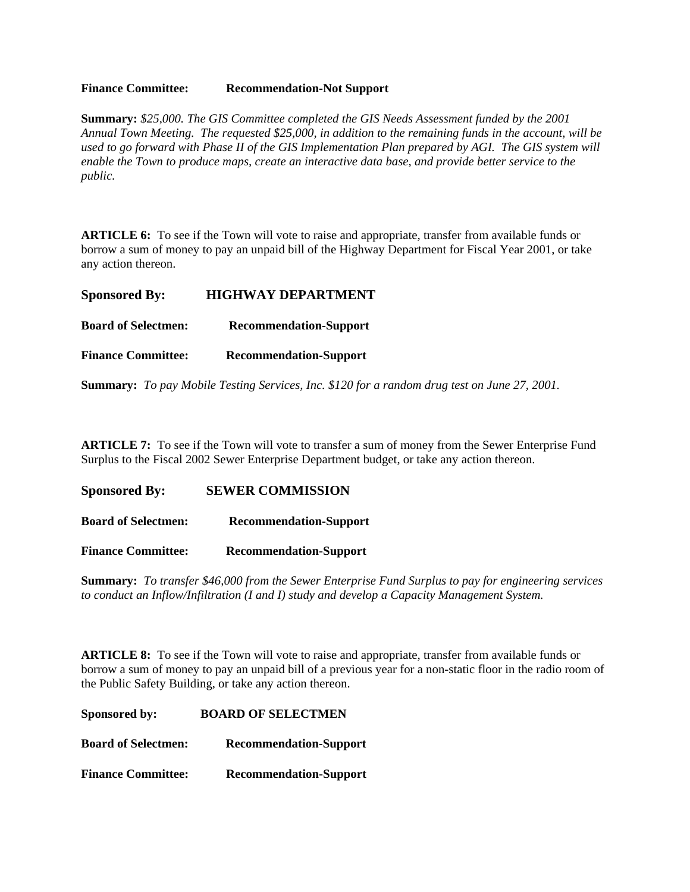**Finance Committee:** **Recommendation-Not Support**

**Summary:** *$25,000. The GIS Committee completed the GIS Needs Assessment funded by the 2001 Annual Town Meeting. The requested $25,000, in addition to the remaining funds in the account, will be used to go forward with Phase II of the GIS Implementation Plan prepared by AGI. The GIS system will enable the Town to produce maps, create an interactive data base, and provide better service to the public.*

**ARTICLE 6:** To see if the Town will vote to raise and appropriate, transfer from available funds or borrow a sum of money to pay an unpaid bill of the Highway Department for Fiscal Year 2001, or take any action thereon.

**Sponsored By:** **HIGHWAY DEPARTMENT**

**Board of Selectmen:** **Recommendation-Support**

**Finance Committee:** **Recommendation-Support**

**Summary:** *To pay Mobile Testing Services, Inc. $120 for a random drug test on June 27, 2001.*

**ARTICLE 7:** To see if the Town will vote to transfer a sum of money from the Sewer Enterprise Fund Surplus to the Fiscal 2002 Sewer Enterprise Department budget, or take any action thereon.

**Sponsored By:** **SEWER COMMISSION**

**Board of Selectmen:** **Recommendation-Support**

**Finance Committee:** **Recommendation-Support**

**Summary:** *To transfer $46,000 from the Sewer Enterprise Fund Surplus to pay for engineering services to conduct an Inflow/Infiltration (I and I) study and develop a Capacity Management System.*

**ARTICLE 8:** To see if the Town will vote to raise and appropriate, transfer from available funds or borrow a sum of money to pay an unpaid bill of a previous year for a non-static floor in the radio room of the Public Safety Building, or take any action thereon.

**Sponsored by:** **BOARD OF SELECTMEN**

**Board of Selectmen:** **Recommendation-Support**

**Finance Committee:** **Recommendation-Support**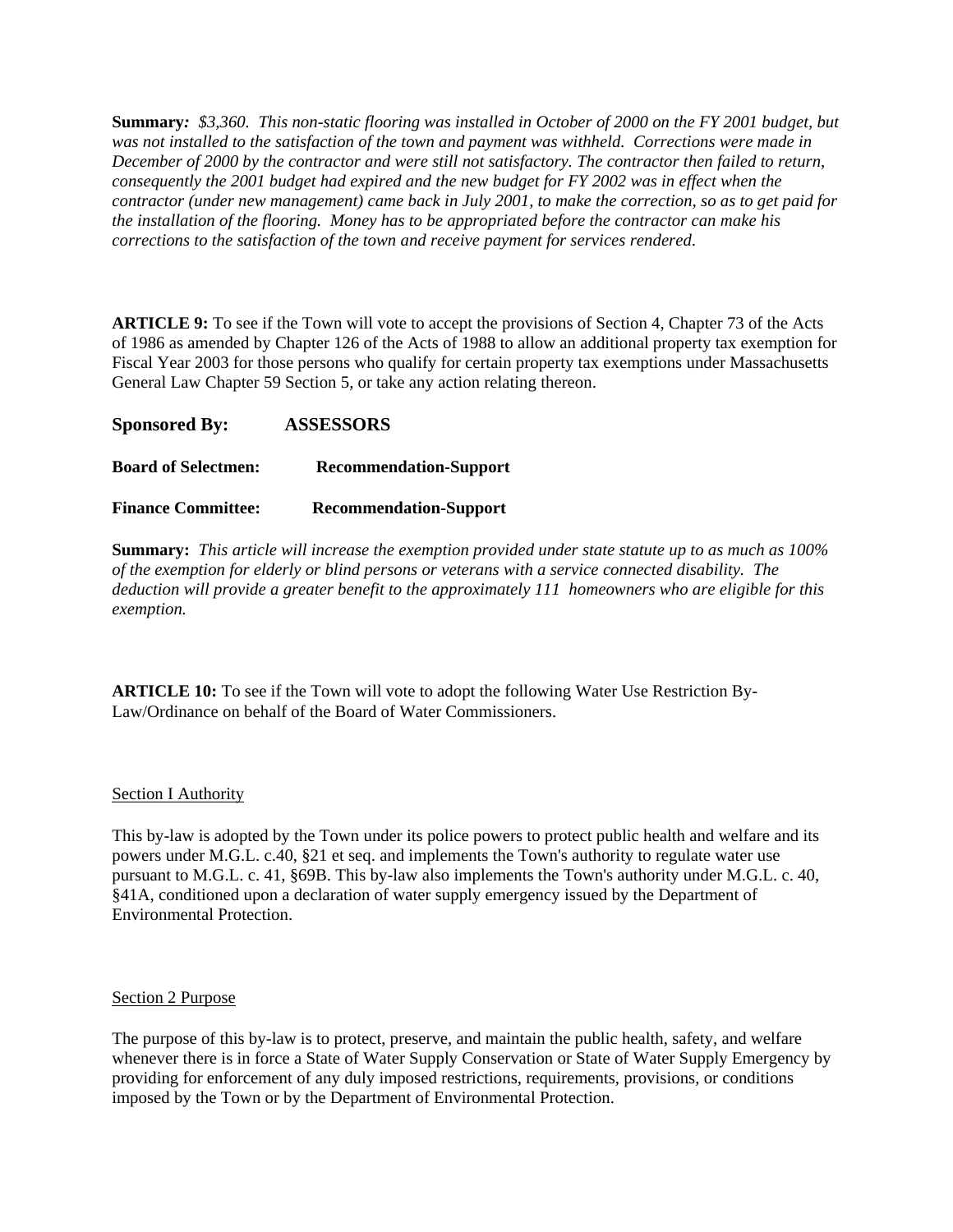**Summary:** *$3,360. This non-static flooring was installed in October of 2000 on the FY 2001 budget, but was not installed to the satisfaction of the town and payment was withheld. Corrections were made in December of 2000 by the contractor and were still not satisfactory. The contractor then failed to return, consequently the 2001 budget had expired and the new budget for FY 2002 was in effect when the contractor (under new management) came back in July 2001, to make the correction, so as to get paid for the installation of the flooring. Money has to be appropriated before the contractor can make his corrections to the satisfaction of the town and receive payment for services rendered.*

**ARTICLE 9:** To see if the Town will vote to accept the provisions of Section 4, Chapter 73 of the Acts of 1986 as amended by Chapter 126 of the Acts of 1988 to allow an additional property tax exemption for Fiscal Year 2003 for those persons who qualify for certain property tax exemptions under Massachusetts General Law Chapter 59 Section 5, or take any action relating thereon.

**Sponsored By: ASSESSORS**

**Board of Selectmen: Recommendation-Support**

**Finance Committee: Recommendation-Support**

**Summary:** *This article will increase the exemption provided under state statute up to as much as 100% of the exemption for elderly or blind persons or veterans with a service connected disability. The deduction will provide a greater benefit to the approximately 111 homeowners who are eligible for this exemption.*

**ARTICLE 10:** To see if the Town will vote to adopt the following Water Use Restriction By-Law/Ordinance on behalf of the Board of Water Commissioners.

Section I Authority

This by-law is adopted by the Town under its police powers to protect public health and welfare and its powers under M.G.L. c.40, §21 et seq. and implements the Town's authority to regulate water use pursuant to M.G.L. c. 41, §69B. This by-law also implements the Town's authority under M.G.L. c. 40, §41A, conditioned upon a declaration of water supply emergency issued by the Department of Environmental Protection.

Section 2 Purpose

The purpose of this by-law is to protect, preserve, and maintain the public health, safety, and welfare whenever there is in force a State of Water Supply Conservation or State of Water Supply Emergency by providing for enforcement of any duly imposed restrictions, requirements, provisions, or conditions imposed by the Town or by the Department of Environmental Protection.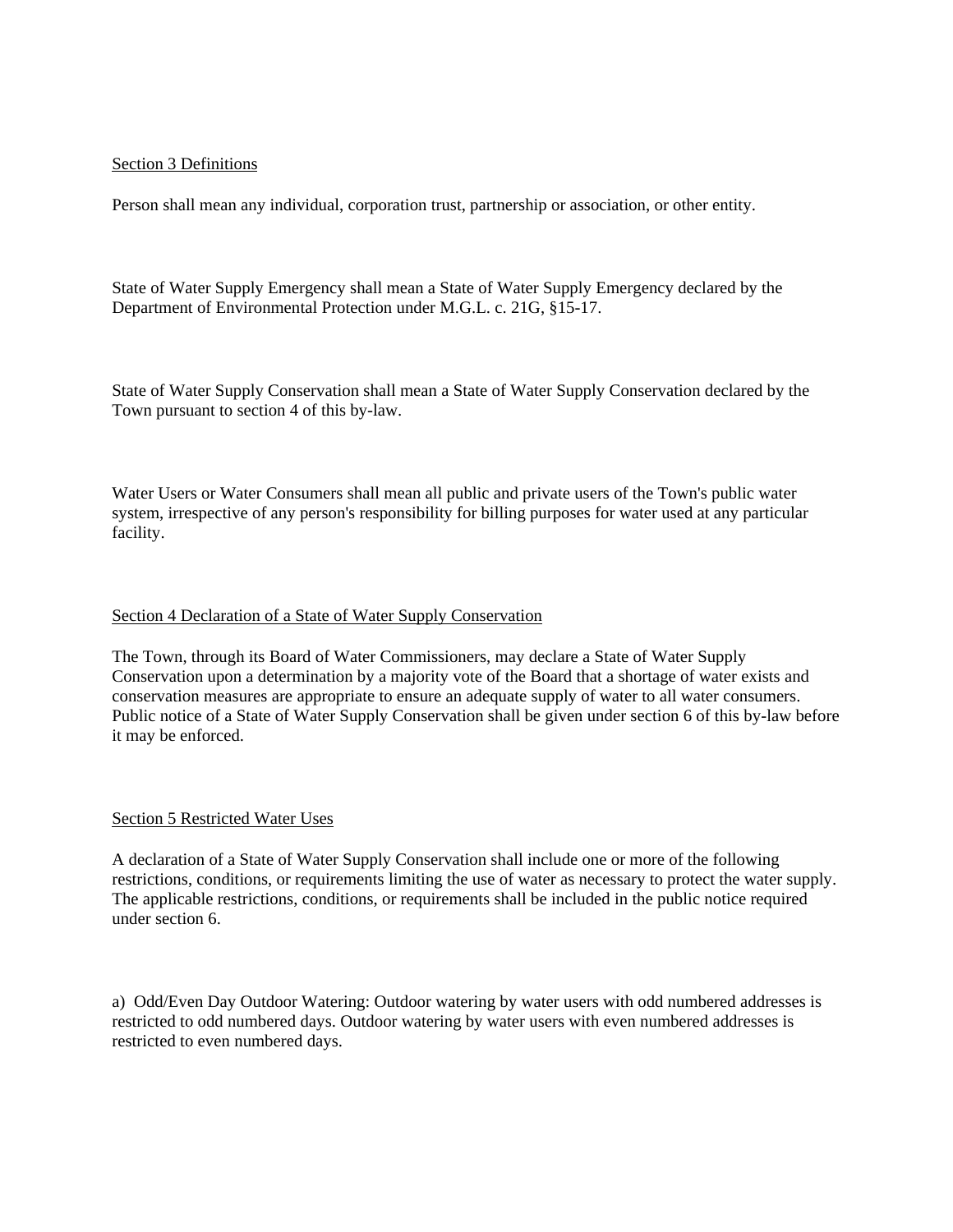Section 3 Definitions

Person shall mean any individual, corporation trust, partnership or association, or other entity.

State of Water Supply Emergency shall mean a State of Water Supply Emergency declared by the Department of Environmental Protection under M.G.L. c. 21G, §15-17.

State of Water Supply Conservation shall mean a State of Water Supply Conservation declared by the Town pursuant to section 4 of this by-law.

Water Users or Water Consumers shall mean all public and private users of the Town's public water system, irrespective of any person's responsibility for billing purposes for water used at any particular facility.

Section 4 Declaration of a State of Water Supply Conservation

The Town, through its Board of Water Commissioners, may declare a State of Water Supply Conservation upon a determination by a majority vote of the Board that a shortage of water exists and conservation measures are appropriate to ensure an adequate supply of water to all water consumers. Public notice of a State of Water Supply Conservation shall be given under section 6 of this by-law before it may be enforced.

Section 5 Restricted Water Uses

A declaration of a State of Water Supply Conservation shall include one or more of the following restrictions, conditions, or requirements limiting the use of water as necessary to protect the water supply. The applicable restrictions, conditions, or requirements shall be included in the public notice required under section 6.

a) Odd/Even Day Outdoor Watering: Outdoor watering by water users with odd numbered addresses is restricted to odd numbered days. Outdoor watering by water users with even numbered addresses is restricted to even numbered days.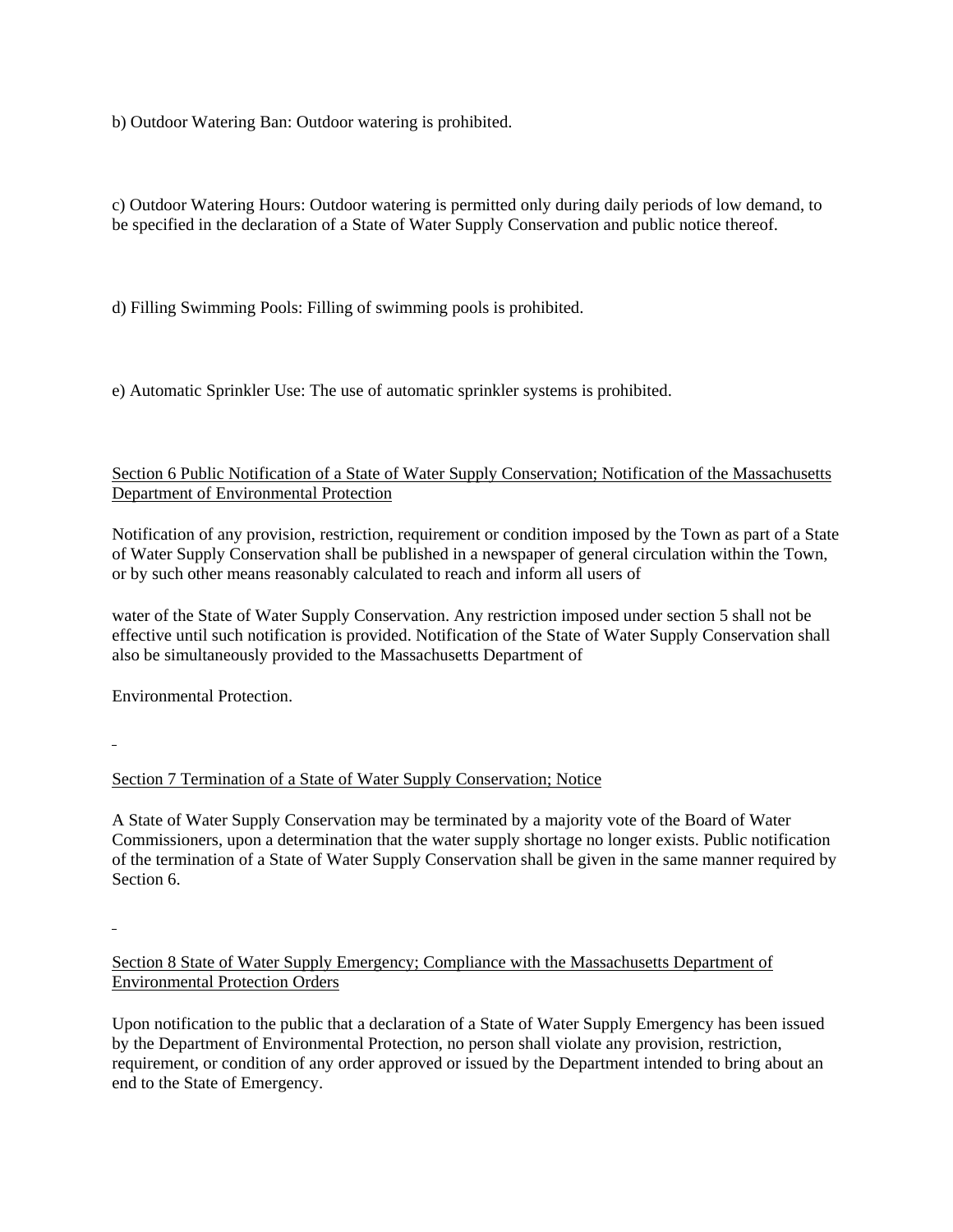b) Outdoor Watering Ban: Outdoor watering is prohibited.

c) Outdoor Watering Hours: Outdoor watering is permitted only during daily periods of low demand, to be specified in the declaration of a State of Water Supply Conservation and public notice thereof.

d) Filling Swimming Pools: Filling of swimming pools is prohibited.

e) Automatic Sprinkler Use: The use of automatic sprinkler systems is prohibited.

## Section 6 Public Notification of a State of Water Supply Conservation; Notification of the Massachusetts Department of Environmental Protection

Notification of any provision, restriction, requirement or condition imposed by the Town as part of a State of Water Supply Conservation shall be published in a newspaper of general circulation within the Town, or by such other means reasonably calculated to reach and inform all users of water of the State of Water Supply Conservation. Any restriction imposed under section 5 shall not be effective until such notification is provided. Notification of the State of Water Supply Conservation shall also be simultaneously provided to the Massachusetts Department of Environmental Protection.

## Section 7 Termination of a State of Water Supply Conservation; Notice

A State of Water Supply Conservation may be terminated by a majority vote of the Board of Water Commissioners, upon a determination that the water supply shortage no longer exists. Public notification of the termination of a State of Water Supply Conservation shall be given in the same manner required by Section 6.

## Section 8 State of Water Supply Emergency; Compliance with the Massachusetts Department of Environmental Protection Orders

Upon notification to the public that a declaration of a State of Water Supply Emergency has been issued by the Department of Environmental Protection, no person shall violate any provision, restriction, requirement, or condition of any order approved or issued by the Department intended to bring about an end to the State of Emergency.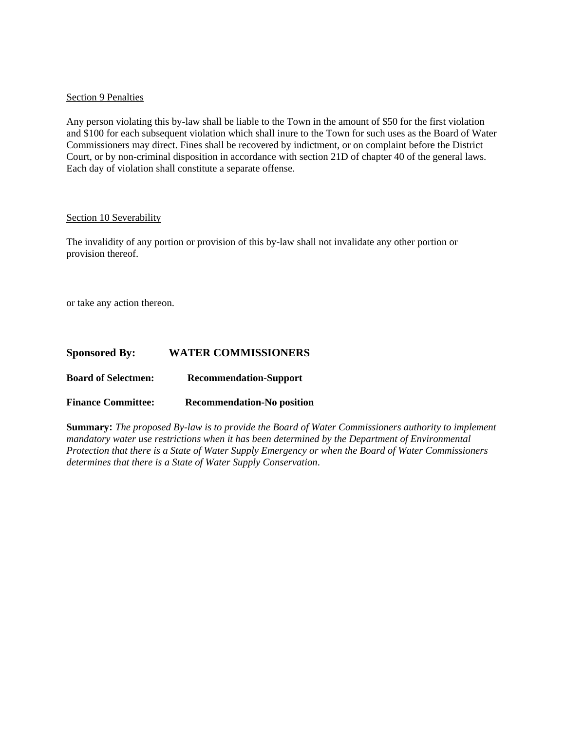Section 9 Penalties

Any person violating this by-law shall be liable to the Town in the amount of $50 for the first violation and $100 for each subsequent violation which shall inure to the Town for such uses as the Board of Water Commissioners may direct. Fines shall be recovered by indictment, or on complaint before the District Court, or by non-criminal disposition in accordance with section 21D of chapter 40 of the general laws. Each day of violation shall constitute a separate offense.

Section 10 Severability

The invalidity of any portion or provision of this by-law shall not invalidate any other portion or provision thereof.

or take any action thereon.

**Sponsored By: WATER COMMISSIONERS**

**Board of Selectmen: Recommendation-Support**

**Finance Committee: Recommendation-No position**

**Summary:** *The proposed By-law is to provide the Board of Water Commissioners authority to implement mandatory water use restrictions when it has been determined by the Department of Environmental Protection that there is a State of Water Supply Emergency or when the Board of Water Commissioners determines that there is a State of Water Supply Conservation.*